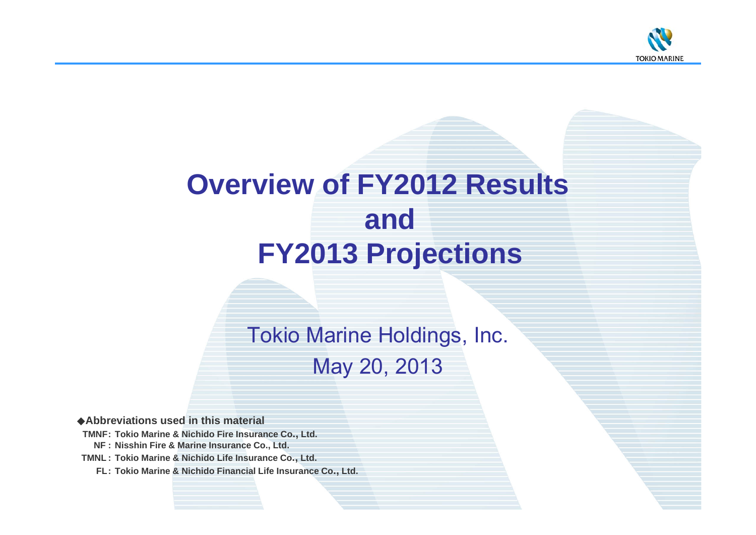# Overview of FY2012 Results and FY2013 Projections

Tokio Marine Holdings, Inc.

May 20, 2013

◆**Abbreviations used in this material**

**TMNF: Tokio Marine & Nichido Fire Insurance Co., Ltd.**

**NF : Nisshin Fire & Marine Insurance Co., Ltd.**

**TMNL : Tokio Marine & Nichido Life Insurance Co., Ltd.**

**FL: Tokio Marine & Nichido Financial Life Insurance Co., Ltd.**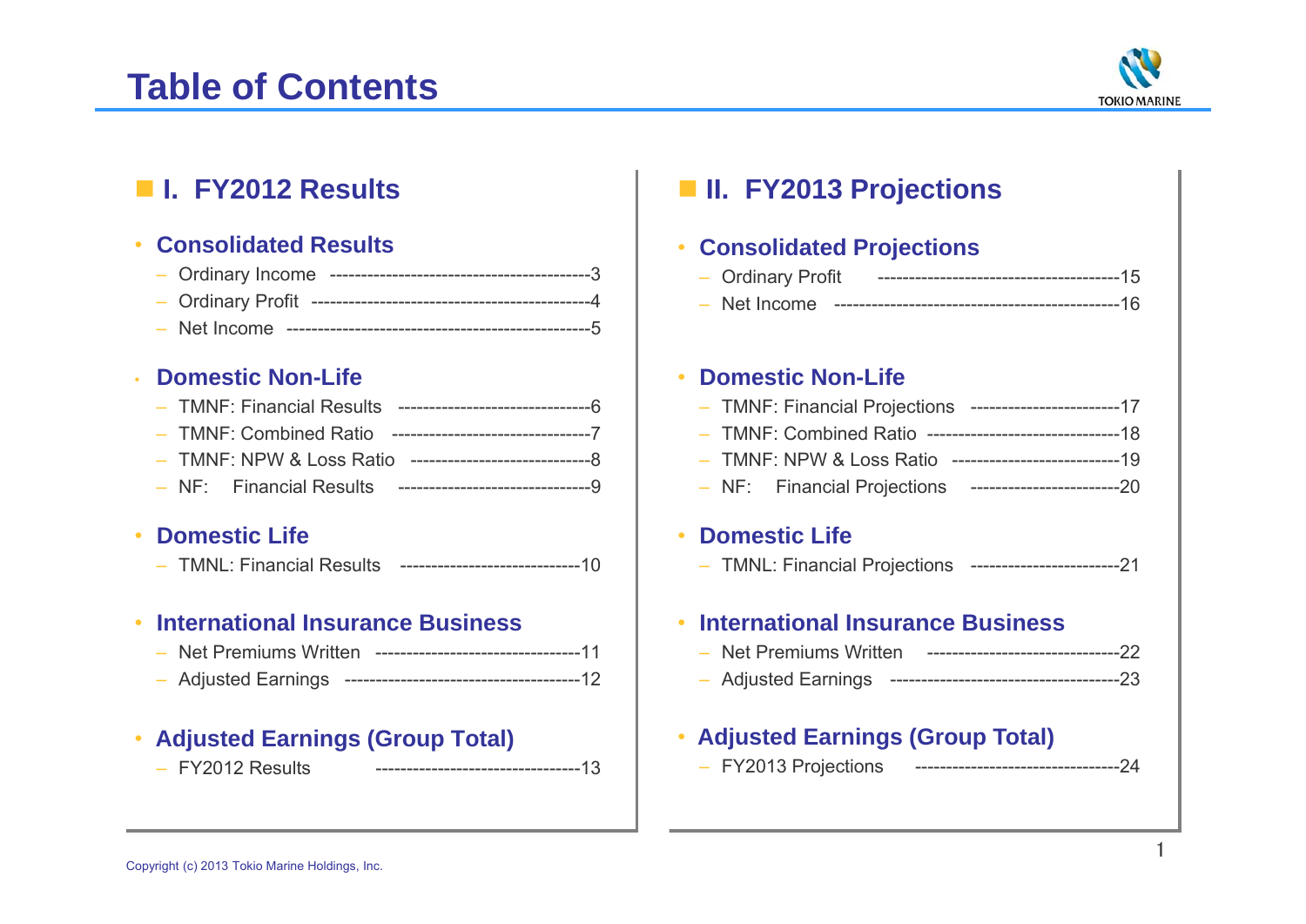# Table of Contents

## I. FY2012 Results

### Consolidated Results

- Ordinary Income ------------------------------------------3
- Ordinary Profit --------------------------------------------4
- Net Income -----------------------------------------------5

### Domestic Non-Life

- TMNF: Financial Results -------------------------------6
- TMNF: Combined Ratio --------------------------------7
- TMNF: NPW & Loss Ratio -----------------------------8
- NF: Financial Results -------------------------------9

### Domestic Life

- TMNL: Financial Results -----------------------------10

### International Insurance Business

- Net Premiums Written ---------------------------------11
- Adjusted Earnings --------------------------------------12

### Adjusted Earnings (Group Total)

- FY2012 Results ---------------------------------13

## II. FY2013 Projections

### Consolidated Projections

- Ordinary Profit --------------------------------------15
- Net Income ---------------------------------------------16

### Domestic Non-Life

- TMNF: Financial Projections ------------------------17
- TMNF: Combined Ratio -------------------------------18
- TMNF: NPW & Loss Ratio ---------------------------19
- NF: Financial Projections ------------------------20

### Domestic Life

- TMNL: Financial Projections ------------------------21

### International Insurance Business

- Net Premiums Written -------------------------------22
- Adjusted Earnings -------------------------------------23

### Adjusted Earnings (Group Total)

- FY2013 Projections ---------------------------------24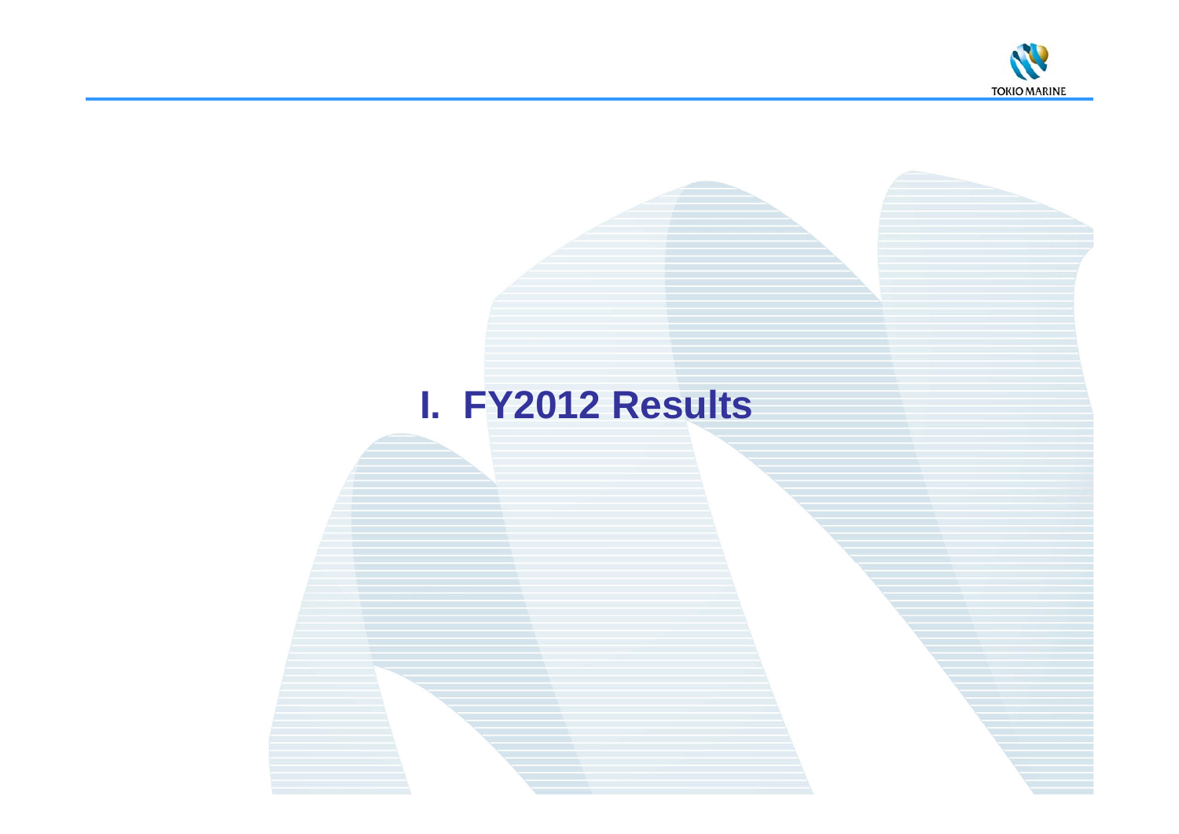# I. FY2012 Results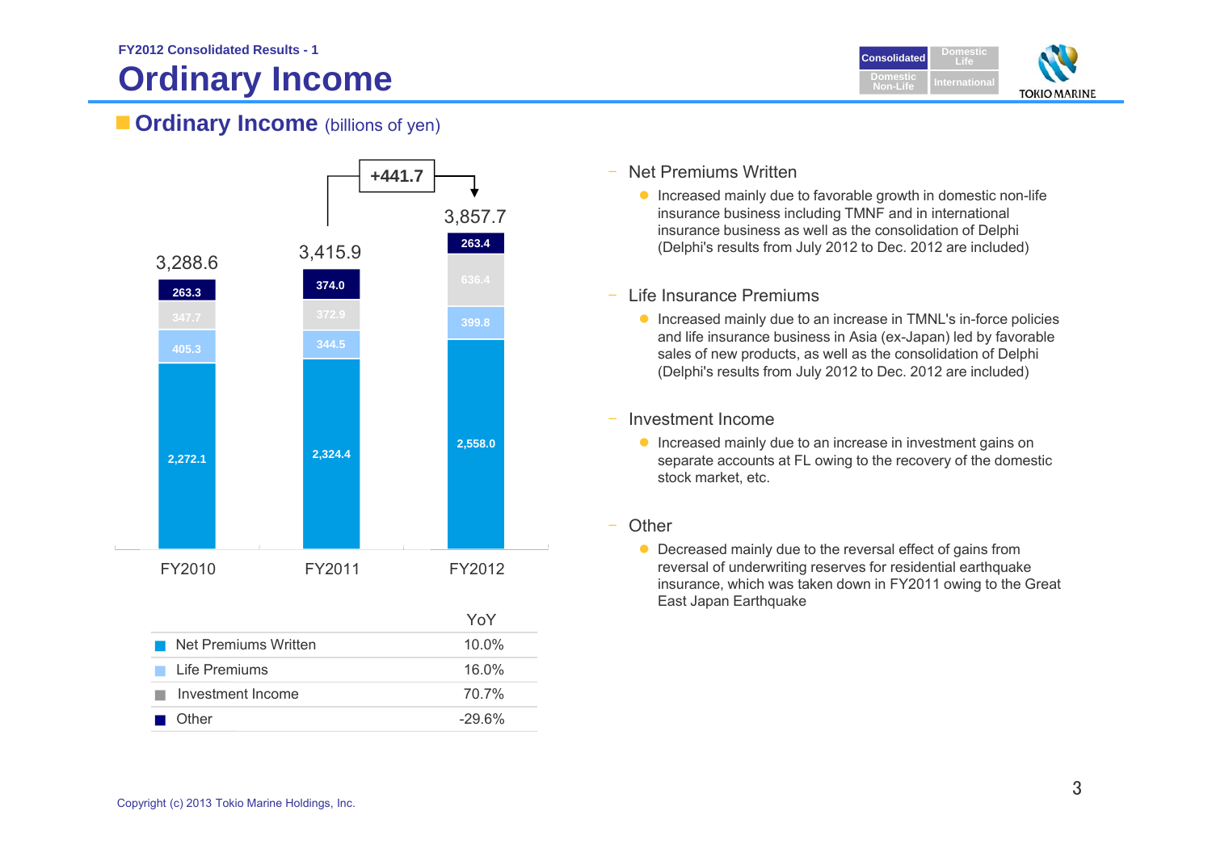FY2012 Consolidated Results - 1

# Ordinary Income

## Ordinary Income (billions of yen)

| | FY2010 | FY2011 | FY2012 |
|---|---|---|---|
| Other | 263.3 | 374.0 | 263.4 |
| Investment Income | 347.7 | 372.9 | 636.4 |
| Life Premiums | 405.3 | 344.5 | 399.8 |
| Net Premiums Written | 2,272.1 | 2,324.4 | 2,558.0 |
| Total | 3,288.6 | 3,415.9 | 3,857.7 |

FY2011 → FY2012: +441.7

| | YoY |
|---|---|
| Net Premiums Written | 10.0% |
| Life Premiums | 16.0% |
| Investment Income | 70.7% |
| Other | -29.6% |

- Net Premiums Written
  - Increased mainly due to favorable growth in domestic non-life insurance business including TMNF and in international insurance business as well as the consolidation of Delphi (Delphi's results from July 2012 to Dec. 2012 are included)

- Life Insurance Premiums
  - Increased mainly due to an increase in TMNL's in-force policies and life insurance business in Asia (ex-Japan) led by favorable sales of new products, as well as the consolidation of Delphi (Delphi's results from July 2012 to Dec. 2012 are included)

- Investment Income
  - Increased mainly due to an increase in investment gains on separate accounts at FL owing to the recovery of the domestic stock market, etc.

- Other
  - Decreased mainly due to the reversal effect of gains from reversal of underwriting reserves for residential earthquake insurance, which was taken down in FY2011 owing to the Great East Japan Earthquake

Copyright (c) 2013 Tokio Marine Holdings, Inc.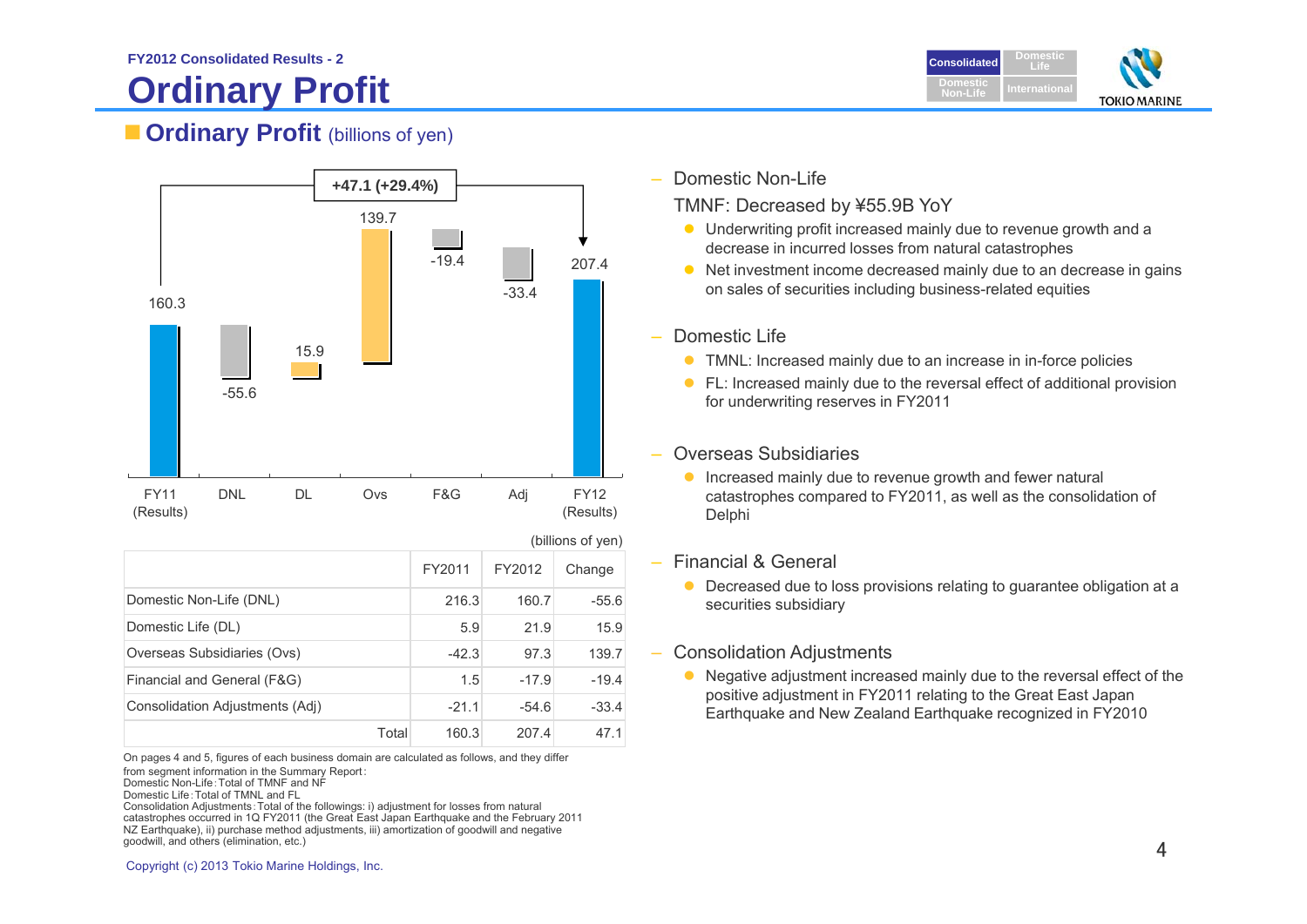FY2012 Consolidated Results - 2

# Ordinary Profit

## Ordinary Profit (billions of yen)

+47.1 (+29.4%)

| | FY11 (Results) | DNL | DL | Ovs | F&G | Adj | FY12 (Results) |
|---|---|---|---|---|---|---|---|
| | 160.3 | -55.6 | 15.9 | 139.7 | -19.4 | -33.4 | 207.4 |

(billions of yen)

| | FY2011 | FY2012 | Change |
|---|---|---|---|
| Domestic Non-Life (DNL) | 216.3 | 160.7 | -55.6 |
| Domestic Life (DL) | 5.9 | 21.9 | 15.9 |
| Overseas Subsidiaries (Ovs) | -42.3 | 97.3 | 139.7 |
| Financial and General (F&G) | 1.5 | -17.9 | -19.4 |
| Consolidation Adjustments (Adj) | -21.1 | -54.6 | -33.4 |
| Total | 160.3 | 207.4 | 47.1 |

On pages 4 and 5, figures of each business domain are calculated as follows, and they differ from segment information in the Summary Report:
Domestic Non-Life : Total of TMNF and NF
Domestic Life : Total of TMNL and FL
Consolidation Adjustments : Total of the followings: i) adjustment for losses from natural catastrophes occurred in 1Q FY2011 (the Great East Japan Earthquake and the February 2011 NZ Earthquake), ii) purchase method adjustments, iii) amortization of goodwill and negative goodwill, and others (elimination, etc.)

- Domestic Non-Life
  TMNF: Decreased by ¥55.9B YoY
  - Underwriting profit increased mainly due to revenue growth and a decrease in incurred losses from natural catastrophes
  - Net investment income decreased mainly due to an decrease in gains on sales of securities including business-related equities
- Domestic Life
  - TMNL: Increased mainly due to an increase in in-force policies
  - FL: Increased mainly due to the reversal effect of additional provision for underwriting reserves in FY2011
- Overseas Subsidiaries
  - Increased mainly due to revenue growth and fewer natural catastrophes compared to FY2011, as well as the consolidation of Delphi
- Financial & General
  - Decreased due to loss provisions relating to guarantee obligation at a securities subsidiary
- Consolidation Adjustments
  - Negative adjustment increased mainly due to the reversal effect of the positive adjustment in FY2011 relating to the Great East Japan Earthquake and New Zealand Earthquake recognized in FY2010

Copyright (c) 2013 Tokio Marine Holdings, Inc.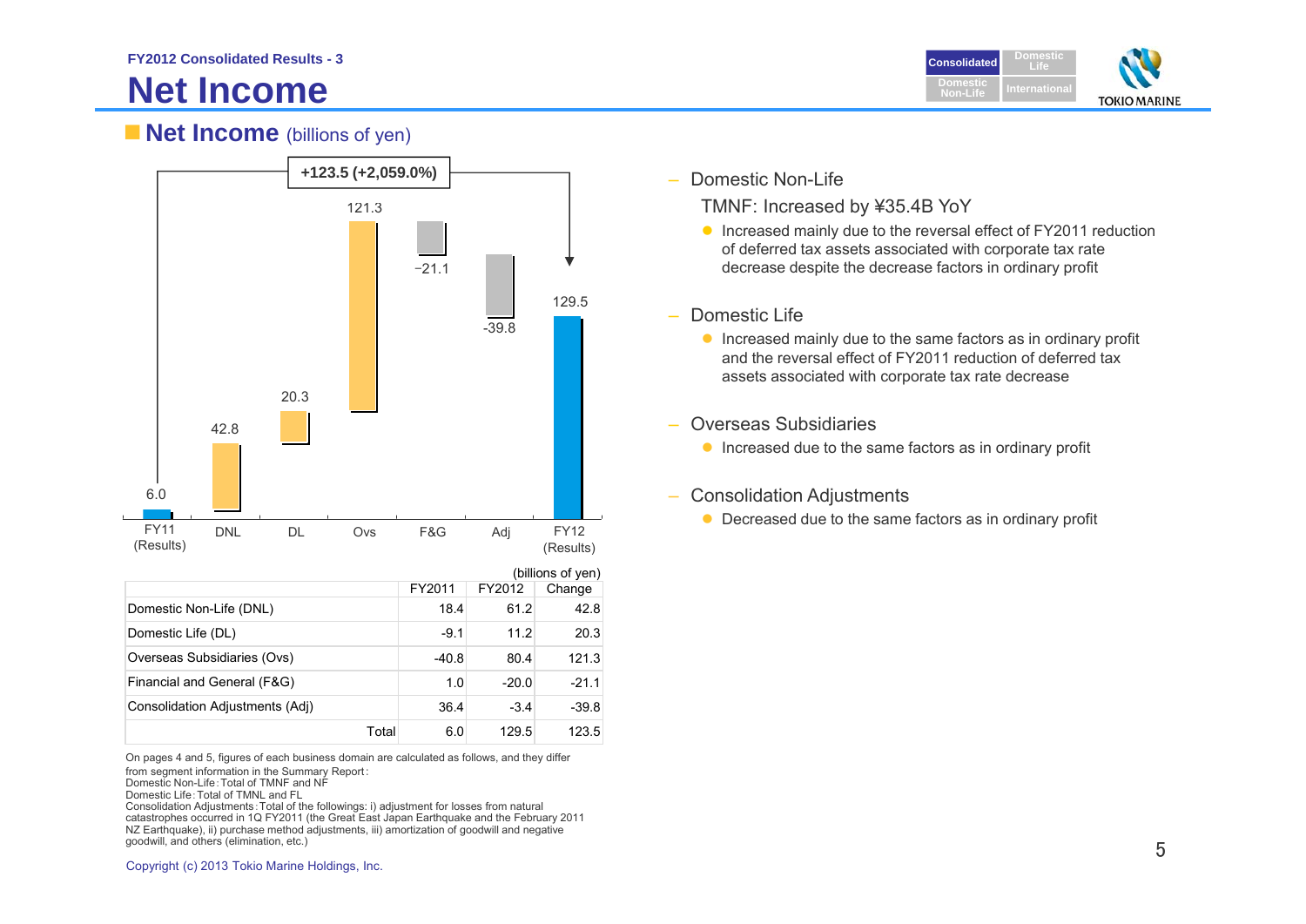FY2012 Consolidated Results - 3

# Net Income

## Net Income (billions of yen)

+123.5 (+2,059.0%)

| | FY11 (Results) | DNL | DL | Ovs | F&G | Adj | FY12 (Results) |
|---|---|---|---|---|---|---|---|
| | 6.0 | 42.8 | 20.3 | 121.3 | −21.1 | -39.8 | 129.5 |

(billions of yen)

| | FY2011 | FY2012 | Change |
|---|---|---|---|
| Domestic Non-Life (DNL) | 18.4 | 61.2 | 42.8 |
| Domestic Life (DL) | -9.1 | 11.2 | 20.3 |
| Overseas Subsidiaries (Ovs) | -40.8 | 80.4 | 121.3 |
| Financial and General (F&G) | 1.0 | -20.0 | -21.1 |
| Consolidation Adjustments (Adj) | 36.4 | -3.4 | -39.8 |
| Total | 6.0 | 129.5 | 123.5 |

On pages 4 and 5, figures of each business domain are calculated as follows, and they differ from segment information in the Summary Report:
Domestic Non-Life：Total of TMNF and NF
Domestic Life：Total of TMNL and FL
Consolidation Adjustments：Total of the followings: i) adjustment for losses from natural catastrophes occurred in 1Q FY2011 (the Great East Japan Earthquake and the February 2011 NZ Earthquake), ii) purchase method adjustments, iii) amortization of goodwill and negative goodwill, and others (elimination, etc.)

– Domestic Non-Life

TMNF: Increased by ¥35.4B YoY

- Increased mainly due to the reversal effect of FY2011 reduction of deferred tax assets associated with corporate tax rate decrease despite the decrease factors in ordinary profit

– Domestic Life

- Increased mainly due to the same factors as in ordinary profit and the reversal effect of FY2011 reduction of deferred tax assets associated with corporate tax rate decrease

– Overseas Subsidiaries

- Increased due to the same factors as in ordinary profit

– Consolidation Adjustments

- Decreased due to the same factors as in ordinary profit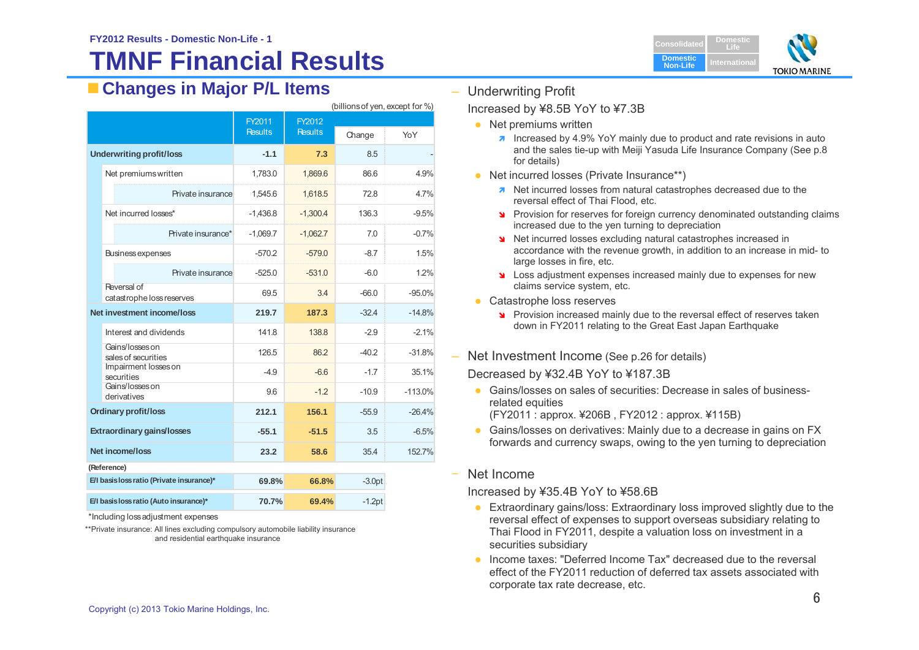FY2012 Results - Domestic Non-Life - 1

# TMNF Financial Results

## Changes in Major P/L Items

(billions of yen, except for %)

| | FY2011 Results | FY2012 Results | Change | YoY |
|---|---|---|---|---|
| **Underwriting profit/loss** | **-1.1** | **7.3** | 8.5 | - |
| Net premiums written | 1,783.0 | 1,869.6 | 86.6 | 4.9% |
| Private insurance | 1,545.6 | 1,618.5 | 72.8 | 4.7% |
| Net incurred losses* | -1,436.8 | -1,300.4 | 136.3 | -9.5% |
| Private insurance* | -1,069.7 | -1,062.7 | 7.0 | -0.7% |
| Business expenses | -570.2 | -579.0 | -8.7 | 1.5% |
| Private insurance | -525.0 | -531.0 | -6.0 | 1.2% |
| Reversal of catastrophe loss reserves | 69.5 | 3.4 | -66.0 | -95.0% |
| **Net investment income/loss** | **219.7** | **187.3** | -32.4 | -14.8% |
| Interest and dividends | 141.8 | 138.8 | -2.9 | -2.1% |
| Gains/losses on sales of securities | 126.5 | 86.2 | -40.2 | -31.8% |
| Impairment losses on securities | -4.9 | -6.6 | -1.7 | 35.1% |
| Gains/losses on derivatives | 9.6 | -1.2 | -10.9 | -113.0% |
| **Ordinary profit/loss** | **212.1** | **156.1** | -55.9 | -26.4% |
| **Extraordinary gains/losses** | **-55.1** | **-51.5** | 3.5 | -6.5% |
| **Net income/loss** | **23.2** | **58.6** | 35.4 | 152.7% |

(Reference)

| | FY2011 Results | FY2012 Results | Change |
|---|---|---|---|
| E/I basis loss ratio (Private insurance)* | 69.8% | 66.8% | -3.0pt |
| E/I basis loss ratio (Auto insurance)* | 70.7% | 69.4% | -1.2pt |

*Including loss adjustment expenses

**Private insurance: All lines excluding compulsory automobile liability insurance and residential earthquake insurance

– Underwriting Profit

Increased by ¥8.5B YoY to ¥7.3B

- Net premiums written
  - ↗ Increased by 4.9% YoY mainly due to product and rate revisions in auto and the sales tie-up with Meiji Yasuda Life Insurance Company (See p.8 for details)
- Net incurred losses (Private Insurance**)
  - ↗ Net incurred losses from natural catastrophes decreased due to the reversal effect of Thai Flood, etc.
  - ↘ Provision for reserves for foreign currency denominated outstanding claims increased due to the yen turning to depreciation
  - ↘ Net incurred losses excluding natural catastrophes increased in accordance with the revenue growth, in addition to an increase in mid- to large losses in fire, etc.
  - ↘ Loss adjustment expenses increased mainly due to expenses for new claims service system, etc.
- Catastrophe loss reserves
  - ↘ Provision increased mainly due to the reversal effect of reserves taken down in FY2011 relating to the Great East Japan Earthquake

– Net Investment Income (See p.26 for details)

Decreased by ¥32.4B YoY to ¥187.3B

- Gains/losses on sales of securities: Decrease in sales of business-related equities
  (FY2011 : approx. ¥206B , FY2012 : approx. ¥115B)
- Gains/losses on derivatives: Mainly due to a decrease in gains on FX forwards and currency swaps, owing to the yen turning to depreciation

– Net Income

Increased by ¥35.4B YoY to ¥58.6B

- Extraordinary gains/loss: Extraordinary loss improved slightly due to the reversal effect of expenses to support overseas subsidiary relating to Thai Flood in FY2011, despite a valuation loss on investment in a securities subsidiary
- Income taxes: "Deferred Income Tax" decreased due to the reversal effect of the FY2011 reduction of deferred tax assets associated with corporate tax rate decrease, etc.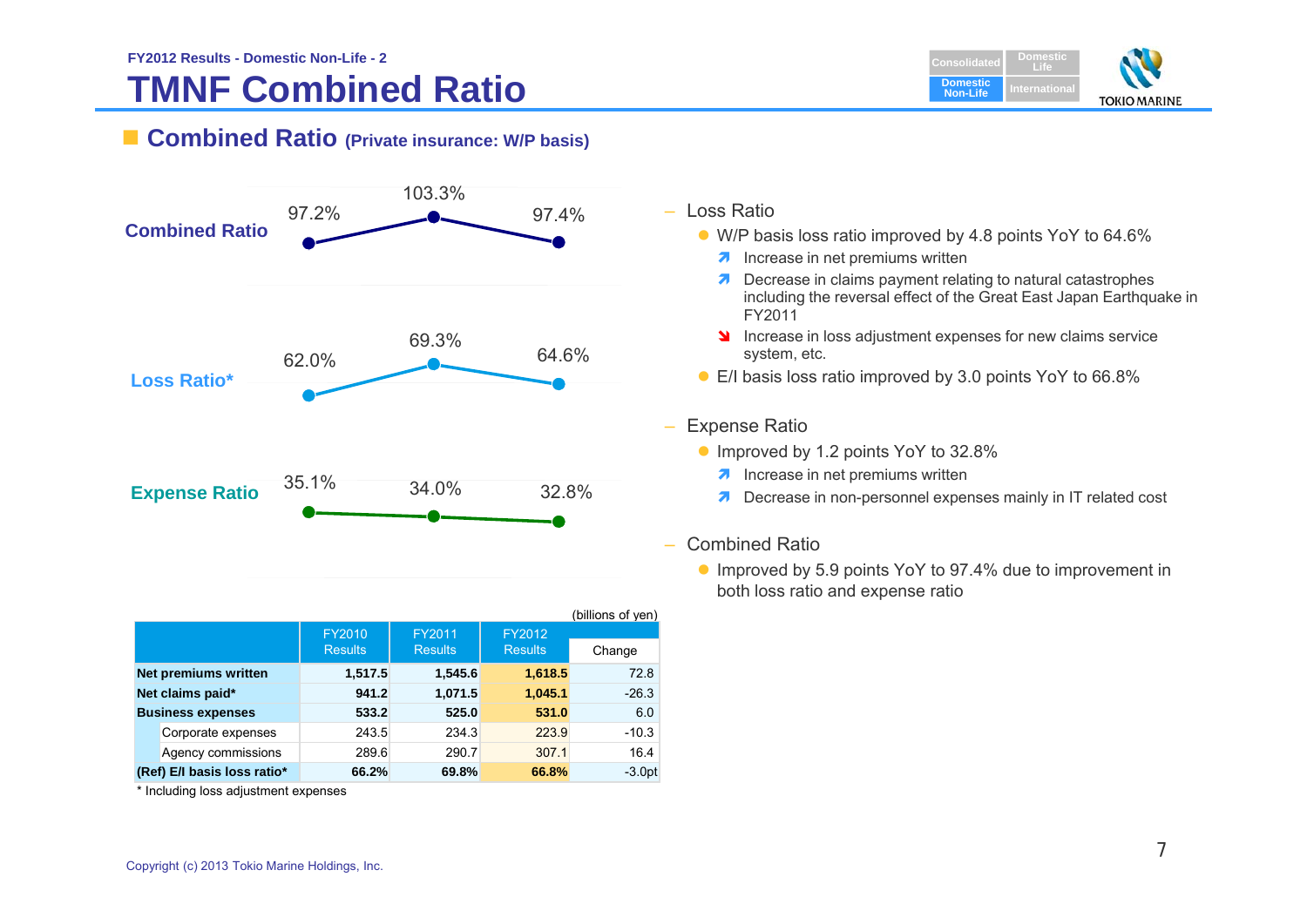FY2012 Results - Domestic Non-Life - 2

# TMNF Combined Ratio

## Combined Ratio (Private insurance: W/P basis)

| | FY2010 | FY2011 | FY2012 |
|---|---|---|---|
| Combined Ratio | 97.2% | 103.3% | 97.4% |
| Loss Ratio* | 62.0% | 69.3% | 64.6% |
| Expense Ratio | 35.1% | 34.0% | 32.8% |

(billions of yen)

| | FY2010 Results | FY2011 Results | FY2012 Results | Change |
|---|---|---|---|---|
| **Net premiums written** | **1,517.5** | **1,545.6** | **1,618.5** | 72.8 |
| **Net claims paid*** | **941.2** | **1,071.5** | **1,045.1** | -26.3 |
| **Business expenses** | **533.2** | **525.0** | **531.0** | 6.0 |
| Corporate expenses | 243.5 | 234.3 | 223.9 | -10.3 |
| Agency commissions | 289.6 | 290.7 | 307.1 | 16.4 |
| **(Ref) E/I basis loss ratio*** | **66.2%** | **69.8%** | **66.8%** | -3.0pt |

* Including loss adjustment expenses

- Loss Ratio
  - W/P basis loss ratio improved by 4.8 points YoY to 64.6%
    - ↗ Increase in net premiums written
    - ↗ Decrease in claims payment relating to natural catastrophes including the reversal effect of the Great East Japan Earthquake in FY2011
    - ↘ Increase in loss adjustment expenses for new claims service system, etc.
  - E/I basis loss ratio improved by 3.0 points YoY to 66.8%

- Expense Ratio
  - Improved by 1.2 points YoY to 32.8%
    - ↗ Increase in net premiums written
    - ↗ Decrease in non-personnel expenses mainly in IT related cost

- Combined Ratio
  - Improved by 5.9 points YoY to 97.4% due to improvement in both loss ratio and expense ratio

Copyright (c) 2013 Tokio Marine Holdings, Inc.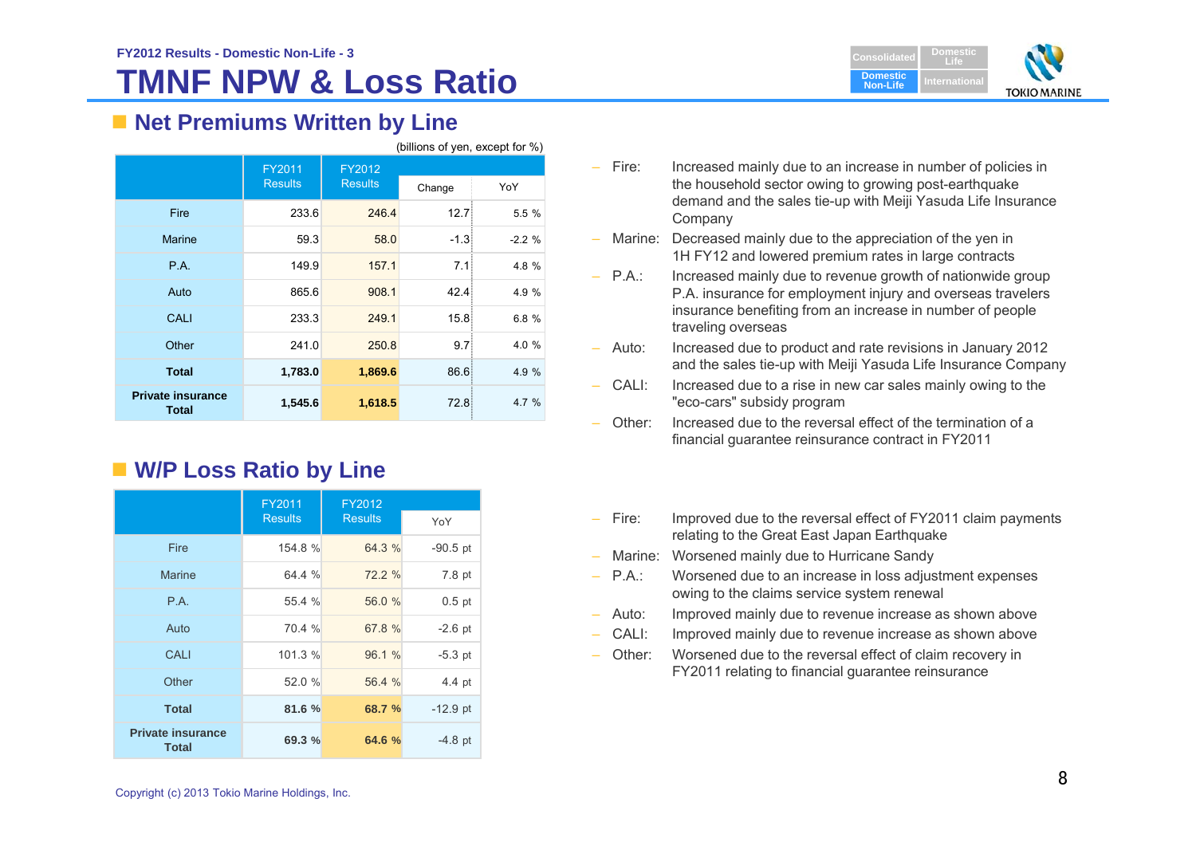FY2012 Results - Domestic Non-Life - 3

# TMNF NPW & Loss Ratio

## Net Premiums Written by Line

(billions of yen, except for %)

| | FY2011 Results | FY2012 Results | Change | YoY |
|---|---|---|---|---|
| Fire | 233.6 | 246.4 | 12.7 | 5.5 % |
| Marine | 59.3 | 58.0 | -1.3 | -2.2 % |
| P.A. | 149.9 | 157.1 | 7.1 | 4.8 % |
| Auto | 865.6 | 908.1 | 42.4 | 4.9 % |
| CALI | 233.3 | 249.1 | 15.8 | 6.8 % |
| Other | 241.0 | 250.8 | 9.7 | 4.0 % |
| **Total** | **1,783.0** | **1,869.6** | 86.6 | 4.9 % |
| **Private insurance Total** | **1,545.6** | **1,618.5** | 72.8 | 4.7 % |

- Fire: Increased mainly due to an increase in number of policies in the household sector owing to growing post-earthquake demand and the sales tie-up with Meiji Yasuda Life Insurance Company
- Marine: Decreased mainly due to the appreciation of the yen in 1H FY12 and lowered premium rates in large contracts
- P.A.: Increased mainly due to revenue growth of nationwide group P.A. insurance for employment injury and overseas travelers insurance benefiting from an increase in number of people traveling overseas
- Auto: Increased due to product and rate revisions in January 2012 and the sales tie-up with Meiji Yasuda Life Insurance Company
- CALI: Increased due to a rise in new car sales mainly owing to the "eco-cars" subsidy program
- Other: Increased due to the reversal effect of the termination of a financial guarantee reinsurance contract in FY2011

## W/P Loss Ratio by Line

| | FY2011 Results | FY2012 Results | YoY |
|---|---|---|---|
| Fire | 154.8 % | 64.3 % | -90.5 pt |
| Marine | 64.4 % | 72.2 % | 7.8 pt |
| P.A. | 55.4 % | 56.0 % | 0.5 pt |
| Auto | 70.4 % | 67.8 % | -2.6 pt |
| CALI | 101.3 % | 96.1 % | -5.3 pt |
| Other | 52.0 % | 56.4 % | 4.4 pt |
| **Total** | **81.6 %** | **68.7 %** | -12.9 pt |
| **Private insurance Total** | **69.3 %** | **64.6 %** | -4.8 pt |

- Fire: Improved due to the reversal effect of FY2011 claim payments relating to the Great East Japan Earthquake
- Marine: Worsened mainly due to Hurricane Sandy
- P.A.: Worsened due to an increase in loss adjustment expenses owing to the claims service system renewal
- Auto: Improved mainly due to revenue increase as shown above
- CALI: Improved mainly due to revenue increase as shown above
- Other: Worsened due to the reversal effect of claim recovery in FY2011 relating to financial guarantee reinsurance

Copyright (c) 2013 Tokio Marine Holdings, Inc.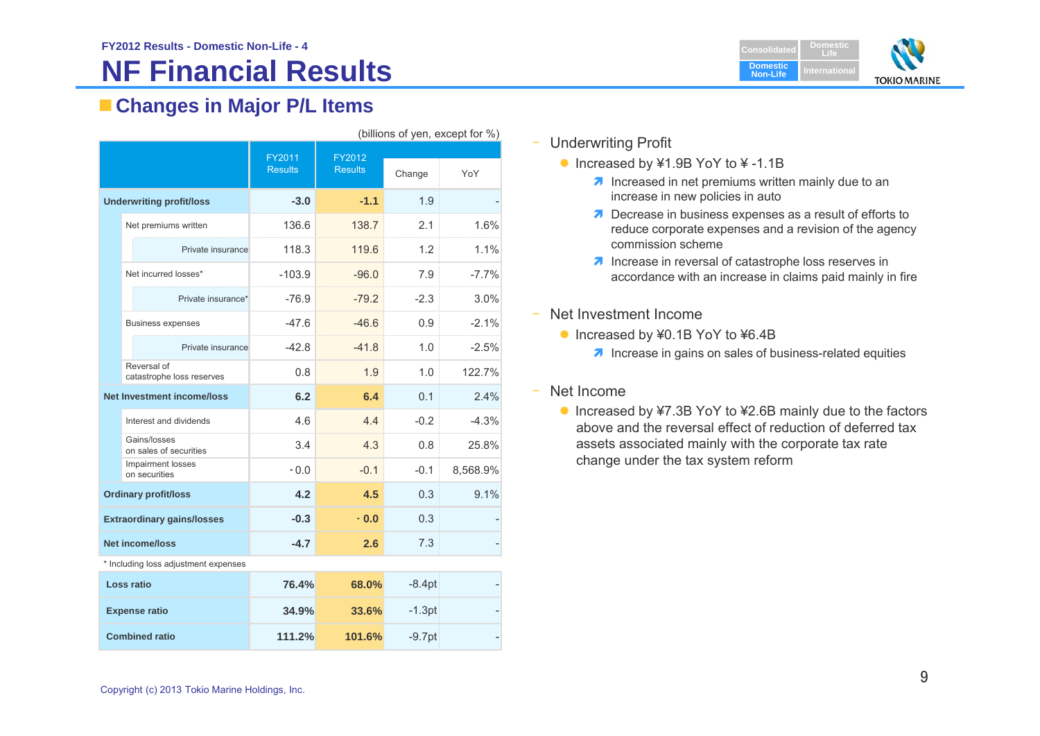FY2012 Results - Domestic Non-Life - 4

# NF Financial Results

## Changes in Major P/L Items

(billions of yen, except for %)

| | FY2011 Results | FY2012 Results | Change | YoY |
|---|---|---|---|---|
| **Underwriting profit/loss** | **-3.0** | **-1.1** | 1.9 | - |
| Net premiums written | 136.6 | 138.7 | 2.1 | 1.6% |
| Private insurance | 118.3 | 119.6 | 1.2 | 1.1% |
| Net incurred losses* | -103.9 | -96.0 | 7.9 | -7.7% |
| Private insurance* | -76.9 | -79.2 | -2.3 | 3.0% |
| Business expenses | -47.6 | -46.6 | 0.9 | -2.1% |
| Private insurance | -42.8 | -41.8 | 1.0 | -2.5% |
| Reversal of catastrophe loss reserves | 0.8 | 1.9 | 1.0 | 122.7% |
| **Net Investment income/loss** | **6.2** | **6.4** | 0.1 | 2.4% |
| Interest and dividends | 4.6 | 4.4 | -0.2 | -4.3% |
| Gains/losses on sales of securities | 3.4 | 4.3 | 0.8 | 25.8% |
| Impairment losses on securities | - 0.0 | -0.1 | -0.1 | 8,568.9% |
| **Ordinary profit/loss** | **4.2** | **4.5** | 0.3 | 9.1% |
| **Extraordinary gains/losses** | **-0.3** | **- 0.0** | 0.3 | - |
| **Net income/loss** | **-4.7** | **2.6** | 7.3 | - |

\* Including loss adjustment expenses

| | FY2011 Results | FY2012 Results | Change | YoY |
|---|---|---|---|---|
| **Loss ratio** | **76.4%** | **68.0%** | -8.4pt | - |
| **Expense ratio** | **34.9%** | **33.6%** | -1.3pt | - |
| **Combined ratio** | **111.2%** | **101.6%** | -9.7pt | - |

- Underwriting Profit
  - Increased by ¥1.9B YoY to ¥ -1.1B
    - Increased in net premiums written mainly due to an increase in new policies in auto
    - Decrease in business expenses as a result of efforts to reduce corporate expenses and a revision of the agency commission scheme
    - Increase in reversal of catastrophe loss reserves in accordance with an increase in claims paid mainly in fire

- Net Investment Income
  - Increased by ¥0.1B YoY to ¥6.4B
    - Increase in gains on sales of business-related equities

- Net Income
  - Increased by ¥7.3B YoY to ¥2.6B mainly due to the factors above and the reversal effect of reduction of deferred tax assets associated mainly with the corporate tax rate change under the tax system reform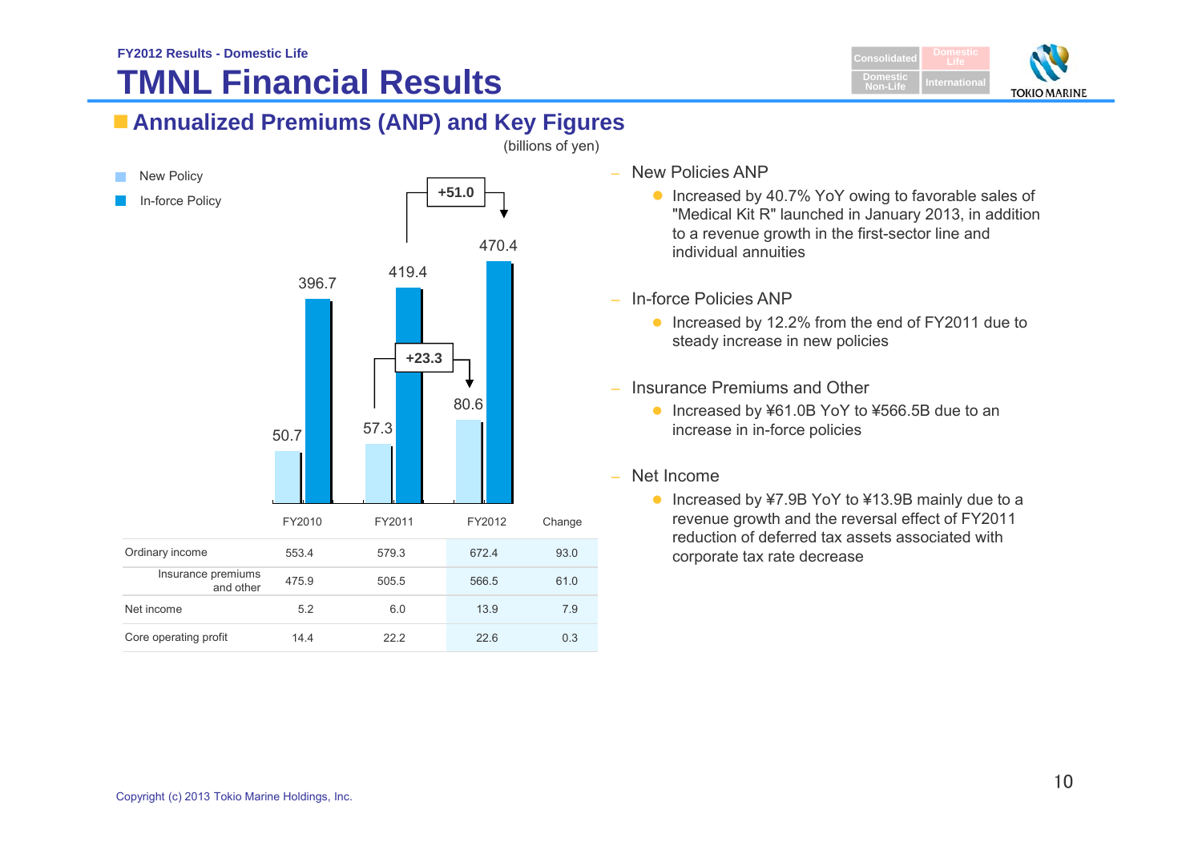FY2012 Results - Domestic Life

# TMNL Financial Results

## Annualized Premiums (ANP) and Key Figures

(billions of yen)

- New Policy
- In-force Policy

| | FY2010 | FY2011 | FY2012 |
|---|---|---|---|
| New Policy | 50.7 | 57.3 | 80.6 (+23.3) |
| In-force Policy | 396.7 | 419.4 | 470.4 (+51.0) |

| | FY2010 | FY2011 | FY2012 | Change |
|---|---|---|---|---|
| Ordinary income | 553.4 | 579.3 | 672.4 | 93.0 |
| Insurance premiums and other | 475.9 | 505.5 | 566.5 | 61.0 |
| Net income | 5.2 | 6.0 | 13.9 | 7.9 |
| Core operating profit | 14.4 | 22.2 | 22.6 | 0.3 |

- New Policies ANP
  - Increased by 40.7% YoY owing to favorable sales of "Medical Kit R" launched in January 2013, in addition to a revenue growth in the first-sector line and individual annuities
- In-force Policies ANP
  - Increased by 12.2% from the end of FY2011 due to steady increase in new policies
- Insurance Premiums and Other
  - Increased by ¥61.0B YoY to ¥566.5B due to an increase in in-force policies
- Net Income
  - Increased by ¥7.9B YoY to ¥13.9B mainly due to a revenue growth and the reversal effect of FY2011 reduction of deferred tax assets associated with corporate tax rate decrease

Copyright (c) 2013 Tokio Marine Holdings, Inc.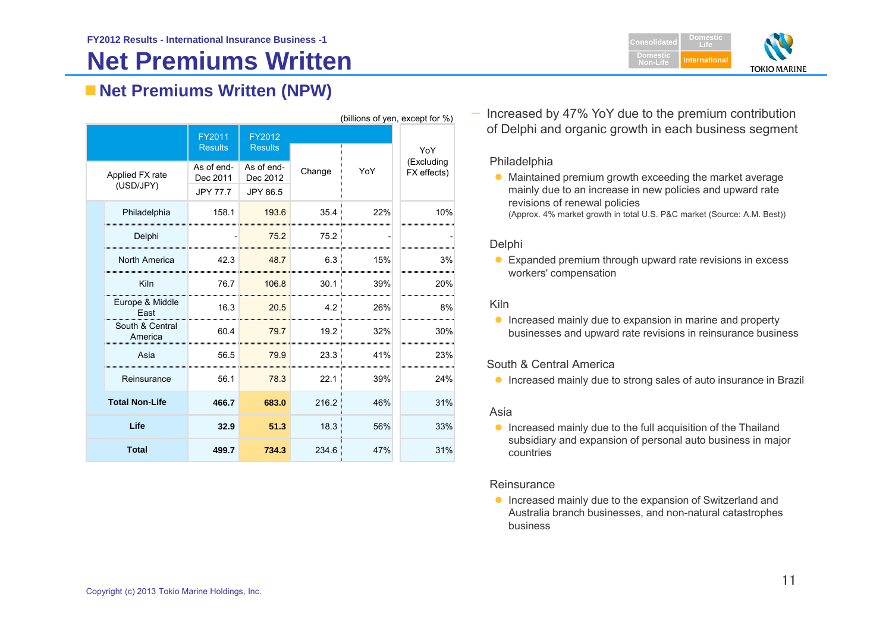FY2012 Results - International Insurance Business -1

# Net Premiums Written

## Net Premiums Written (NPW)

(billions of yen, except for %)

| | FY2011 Results | FY2012 Results | Change | YoY | YoY (Excluding FX effects) |
|---|---|---|---|---|---|
| Applied FX rate (USD/JPY) | As of end-Dec 2011 JPY 77.7 | As of end-Dec 2012 JPY 86.5 | | | |
| Philadelphia | 158.1 | 193.6 | 35.4 | 22% | 10% |
| Delphi | - | 75.2 | 75.2 | - | - |
| North America | 42.3 | 48.7 | 6.3 | 15% | 3% |
| Kiln | 76.7 | 106.8 | 30.1 | 39% | 20% |
| Europe & Middle East | 16.3 | 20.5 | 4.2 | 26% | 8% |
| South & Central America | 60.4 | 79.7 | 19.2 | 32% | 30% |
| Asia | 56.5 | 79.9 | 23.3 | 41% | 23% |
| Reinsurance | 56.1 | 78.3 | 22.1 | 39% | 24% |
| **Total Non-Life** | **466.7** | **683.0** | 216.2 | 46% | 31% |
| **Life** | **32.9** | **51.3** | 18.3 | 56% | 33% |
| **Total** | **499.7** | **734.3** | 234.6 | 47% | 31% |

— Increased by 47% YoY due to the premium contribution of Delphi and organic growth in each business segment

Philadelphia

- Maintained premium growth exceeding the market average mainly due to an increase in new policies and upward rate revisions of renewal policies
  (Approx. 4% market growth in total U.S. P&C market (Source: A.M. Best))

Delphi

- Expanded premium through upward rate revisions in excess workers' compensation

Kiln

- Increased mainly due to expansion in marine and property businesses and upward rate revisions in reinsurance business

South & Central America

- Increased mainly due to strong sales of auto insurance in Brazil

Asia

- Increased mainly due to the full acquisition of the Thailand subsidiary and expansion of personal auto business in major countries

Reinsurance

- Increased mainly due to the expansion of Switzerland and Australia branch businesses, and non-natural catastrophes business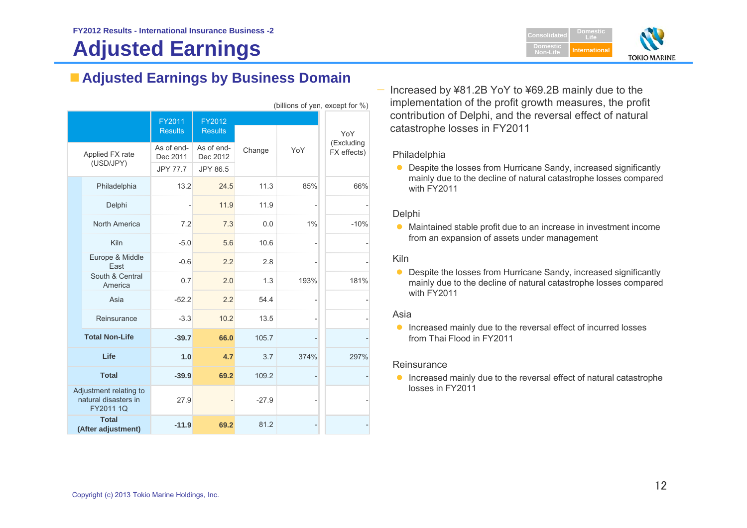FY2012 Results - International Insurance Business -2

# Adjusted Earnings

## Adjusted Earnings by Business Domain

(billions of yen, except for %)

| Applied FX rate (USD/JPY) | FY2011 Results As of end-Dec 2011 JPY 77.7 | FY2012 Results As of end-Dec 2012 JPY 86.5 | Change | YoY | YoY (Excluding FX effects) |
|---|---|---|---|---|---|
| Philadelphia | 13.2 | 24.5 | 11.3 | 85% | 66% |
| Delphi | - | 11.9 | 11.9 | - | - |
| North America | 7.2 | 7.3 | 0.0 | 1% | -10% |
| Kiln | -5.0 | 5.6 | 10.6 | - | - |
| Europe & Middle East | -0.6 | 2.2 | 2.8 | - | - |
| South & Central America | 0.7 | 2.0 | 1.3 | 193% | 181% |
| Asia | -52.2 | 2.2 | 54.4 | - | - |
| Reinsurance | -3.3 | 10.2 | 13.5 | - | - |
| **Total Non-Life** | **-39.7** | **66.0** | 105.7 | - | - |
| **Life** | **1.0** | **4.7** | 3.7 | 374% | 297% |
| **Total** | **-39.9** | **69.2** | 109.2 | - | - |
| Adjustment relating to natural disasters in FY2011 1Q | 27.9 | - | -27.9 | - | - |
| **Total (After adjustment)** | **-11.9** | **69.2** | 81.2 | - | - |

— Increased by ¥81.2B YoY to ¥69.2B mainly due to the implementation of the profit growth measures, the profit contribution of Delphi, and the reversal effect of natural catastrophe losses in FY2011

Philadelphia

- Despite the losses from Hurricane Sandy, increased significantly mainly due to the decline of natural catastrophe losses compared with FY2011

Delphi

- Maintained stable profit due to an increase in investment income from an expansion of assets under management

Kiln

- Despite the losses from Hurricane Sandy, increased significantly mainly due to the decline of natural catastrophe losses compared with FY2011

Asia

- Increased mainly due to the reversal effect of incurred losses from Thai Flood in FY2011

Reinsurance

- Increased mainly due to the reversal effect of natural catastrophe losses in FY2011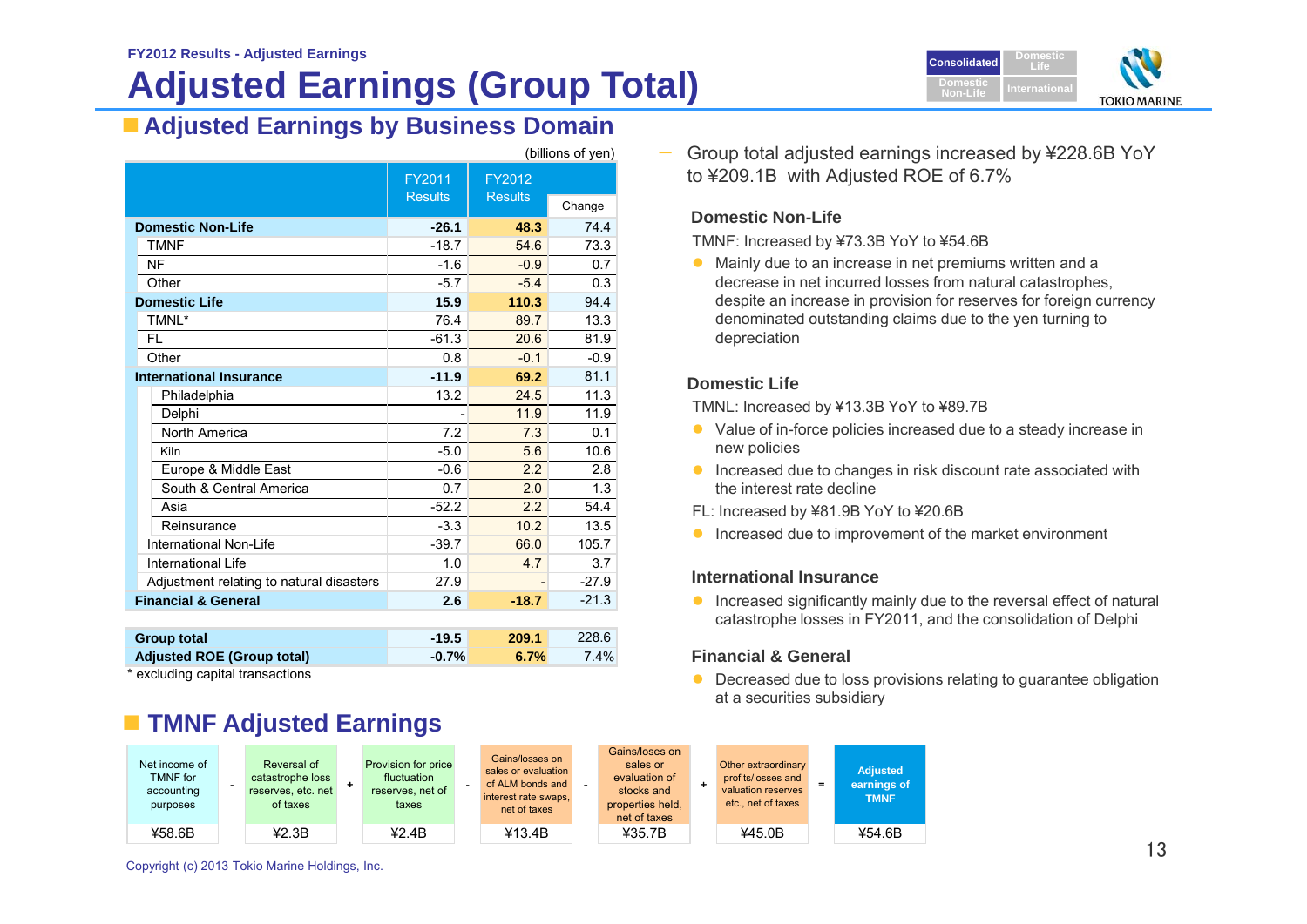FY2012 Results - Adjusted Earnings

# Adjusted Earnings (Group Total)

## Adjusted Earnings by Business Domain

(billions of yen)

| | FY2011 Results | FY2012 Results | Change |
|---|---|---|---|
| **Domestic Non-Life** | **-26.1** | **48.3** | 74.4 |
| TMNF | -18.7 | 54.6 | 73.3 |
| NF | -1.6 | -0.9 | 0.7 |
| Other | -5.7 | -5.4 | 0.3 |
| **Domestic Life** | **15.9** | **110.3** | 94.4 |
| TMNL* | 76.4 | 89.7 | 13.3 |
| FL | -61.3 | 20.6 | 81.9 |
| Other | 0.8 | -0.1 | -0.9 |
| **International Insurance** | **-11.9** | **69.2** | 81.1 |
| Philadelphia | 13.2 | 24.5 | 11.3 |
| Delphi | - | 11.9 | 11.9 |
| North America | 7.2 | 7.3 | 0.1 |
| Kiln | -5.0 | 5.6 | 10.6 |
| Europe & Middle East | -0.6 | 2.2 | 2.8 |
| South & Central America | 0.7 | 2.0 | 1.3 |
| Asia | -52.2 | 2.2 | 54.4 |
| Reinsurance | -3.3 | 10.2 | 13.5 |
| International Non-Life | -39.7 | 66.0 | 105.7 |
| International Life | 1.0 | 4.7 | 3.7 |
| Adjustment relating to natural disasters | 27.9 | - | -27.9 |
| **Financial & General** | **2.6** | **-18.7** | -21.3 |
| **Group total** | **-19.5** | **209.1** | 228.6 |
| **Adjusted ROE (Group total)** | **-0.7%** | **6.7%** | 7.4% |

\* excluding capital transactions

- Group total adjusted earnings increased by ¥228.6B YoY to ¥209.1B with Adjusted ROE of 6.7%

### Domestic Non-Life

TMNF: Increased by ¥73.3B YoY to ¥54.6B

- Mainly due to an increase in net premiums written and a decrease in net incurred losses from natural catastrophes, despite an increase in provision for reserves for foreign currency denominated outstanding claims due to the yen turning to depreciation

### Domestic Life

TMNL: Increased by ¥13.3B YoY to ¥89.7B

- Value of in-force policies increased due to a steady increase in new policies
- Increased due to changes in risk discount rate associated with the interest rate decline

FL: Increased by ¥81.9B YoY to ¥20.6B

- Increased due to improvement of the market environment

### International Insurance

- Increased significantly mainly due to the reversal effect of natural catastrophe losses in FY2011, and the consolidation of Delphi

### Financial & General

- Decreased due to loss provisions relating to guarantee obligation at a securities subsidiary

## TMNF Adjusted Earnings

| Net income of TMNF for accounting purposes | - | Reversal of catastrophe loss reserves, etc. net of taxes | + | Provision for price fluctuation reserves, net of taxes | - | Gains/losses on sales or evaluation of ALM bonds and interest rate swaps, net of taxes | - | Gains/loses on sales or evaluation of stocks and properties held, net of taxes | + | Other extraordinary profits/losses and valuation reserves etc., net of taxes | = | Adjusted earnings of TMNF |
|---|---|---|---|---|---|---|---|---|---|---|---|---|
| ¥58.6B | | ¥2.3B | | ¥2.4B | | ¥13.4B | | ¥35.7B | | ¥45.0B | | ¥54.6B |

Copyright (c) 2013 Tokio Marine Holdings, Inc.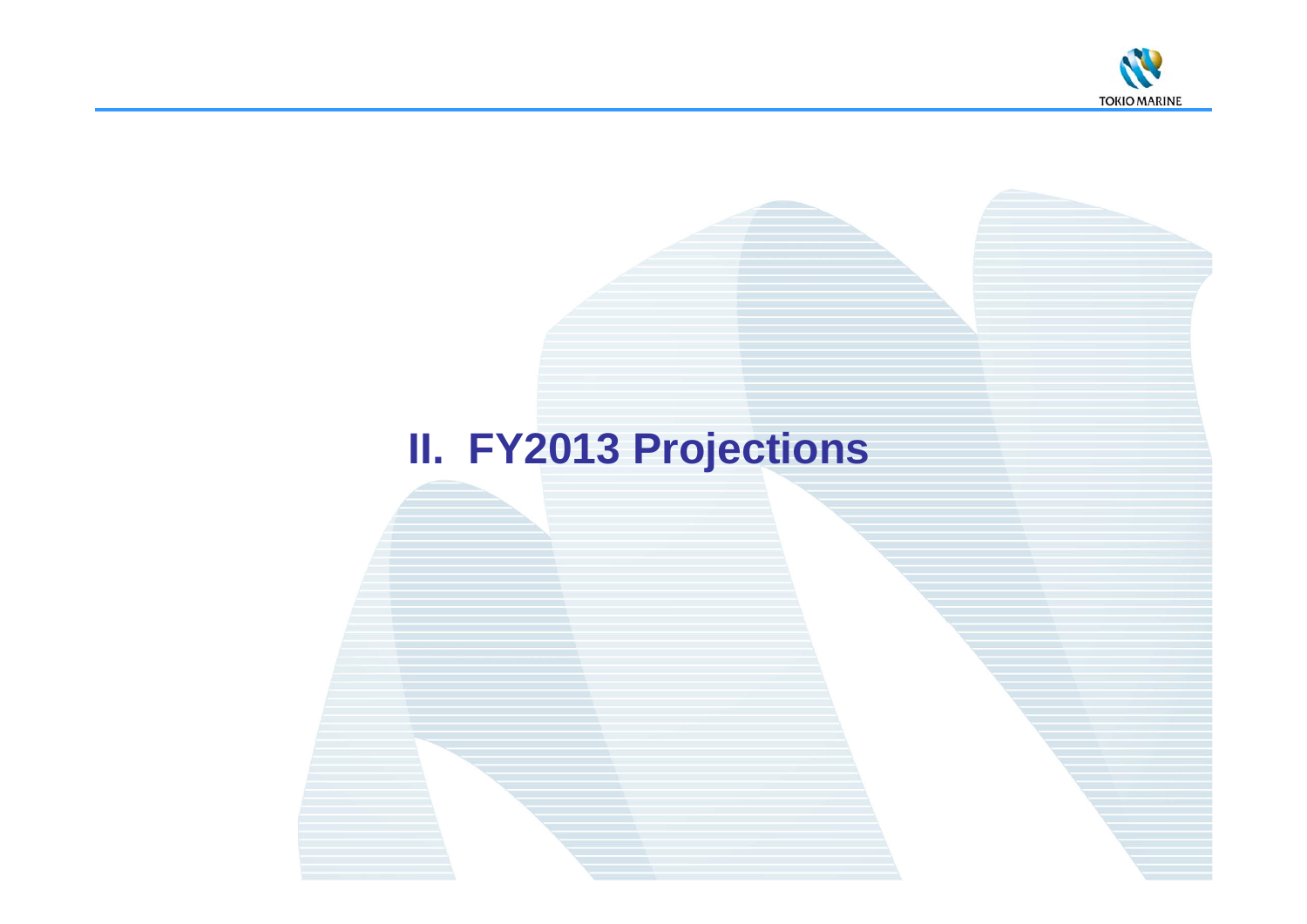# II. FY2013 Projections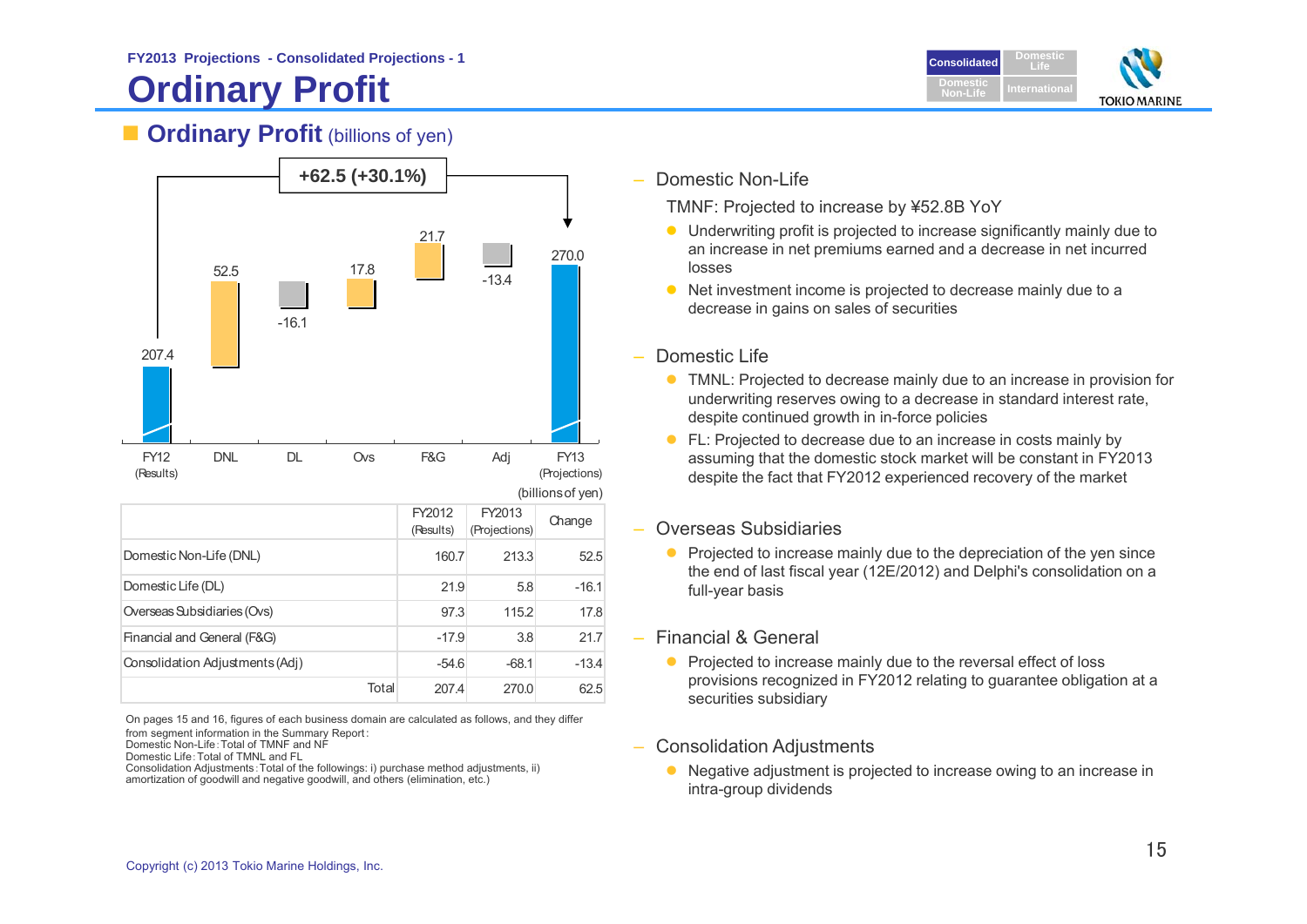FY2013 Projections - Consolidated Projections - 1

# Ordinary Profit

## Ordinary Profit (billions of yen)

+62.5 (+30.1%)

| | FY12 (Results) | DNL | DL | Ovs | F&G | Adj | FY13 (Projections) |
|---|---|---|---|---|---|---|---|
| | 207.4 | 52.5 | -16.1 | 17.8 | 21.7 | -13.4 | 270.0 |

(billions of yen)

| | FY2012 (Results) | FY2013 (Projections) | Change |
|---|---|---|---|
| Domestic Non-Life (DNL) | 160.7 | 213.3 | 52.5 |
| Domestic Life (DL) | 21.9 | 5.8 | -16.1 |
| Overseas Subsidiaries (Ovs) | 97.3 | 115.2 | 17.8 |
| Financial and General (F&G) | -17.9 | 3.8 | 21.7 |
| Consolidation Adjustments (Adj) | -54.6 | -68.1 | -13.4 |
| Total | 207.4 | 270.0 | 62.5 |

On pages 15 and 16, figures of each business domain are calculated as follows, and they differ from segment information in the Summary Report:
Domestic Non-Life: Total of TMNF and NF
Domestic Life: Total of TMNL and FL
Consolidation Adjustments: Total of the followings: i) purchase method adjustments, ii) amortization of goodwill and negative goodwill, and others (elimination, etc.)

– Domestic Non-Life

TMNF: Projected to increase by ¥52.8B YoY

- Underwriting profit is projected to increase significantly mainly due to an increase in net premiums earned and a decrease in net incurred losses
- Net investment income is projected to decrease mainly due to a decrease in gains on sales of securities

– Domestic Life

- TMNL: Projected to decrease mainly due to an increase in provision for underwriting reserves owing to a decrease in standard interest rate, despite continued growth in in-force policies
- FL: Projected to decrease due to an increase in costs mainly by assuming that the domestic stock market will be constant in FY2013 despite the fact that FY2012 experienced recovery of the market

– Overseas Subsidiaries

- Projected to increase mainly due to the depreciation of the yen since the end of last fiscal year (12E/2012) and Delphi's consolidation on a full-year basis

– Financial & General

- Projected to increase mainly due to the reversal effect of loss provisions recognized in FY2012 relating to guarantee obligation at a securities subsidiary

– Consolidation Adjustments

- Negative adjustment is projected to increase owing to an increase in intra-group dividends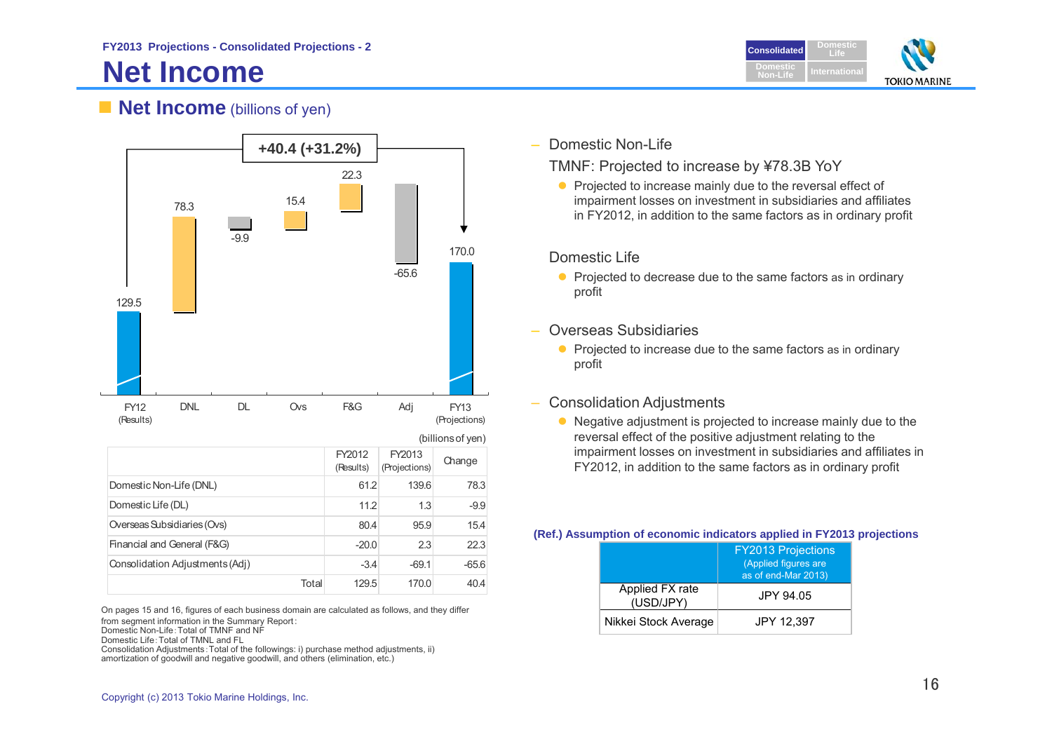FY2013 Projections - Consolidated Projections - 2

# Net Income

## Net Income (billions of yen)

+40.4 (+31.2%)

| | FY12 (Results) | DNL | DL | Ovs | F&G | Adj | FY13 (Projections) |
|---|---|---|---|---|---|---|---|
| | 129.5 | 78.3 | -9.9 | 15.4 | 22.3 | -65.6 | 170.0 |

(billions of yen)

| | FY2012 (Results) | FY2013 (Projections) | Change |
|---|---|---|---|
| Domestic Non-Life (DNL) | 61.2 | 139.6 | 78.3 |
| Domestic Life (DL) | 11.2 | 1.3 | -9.9 |
| Overseas Subsidiaries (Ovs) | 80.4 | 95.9 | 15.4 |
| Financial and General (F&G) | -20.0 | 2.3 | 22.3 |
| Consolidation Adjustments (Adj) | -3.4 | -69.1 | -65.6 |
| Total | 129.5 | 170.0 | 40.4 |

On pages 15 and 16, figures of each business domain are calculated as follows, and they differ from segment information in the Summary Report:
Domestic Non-Life : Total of TMNF and NF
Domestic Life : Total of TMNL and FL
Consolidation Adjustments : Total of the followings: i) purchase method adjustments, ii) amortization of goodwill and negative goodwill, and others (elimination, etc.)

– Domestic Non-Life

TMNF: Projected to increase by ¥78.3B YoY

- Projected to increase mainly due to the reversal effect of impairment losses on investment in subsidiaries and affiliates in FY2012, in addition to the same factors as in ordinary profit

Domestic Life

- Projected to decrease due to the same factors as in ordinary profit

– Overseas Subsidiaries

- Projected to increase due to the same factors as in ordinary profit

– Consolidation Adjustments

- Negative adjustment is projected to increase mainly due to the reversal effect of the positive adjustment relating to the impairment losses on investment in subsidiaries and affiliates in FY2012, in addition to the same factors as in ordinary profit

**(Ref.) Assumption of economic indicators applied in FY2013 projections**

| | FY2013 Projections (Applied figures are as of end-Mar 2013) |
|---|---|
| Applied FX rate (USD/JPY) | JPY 94.05 |
| Nikkei Stock Average | JPY 12,397 |

Copyright (c) 2013 Tokio Marine Holdings, Inc.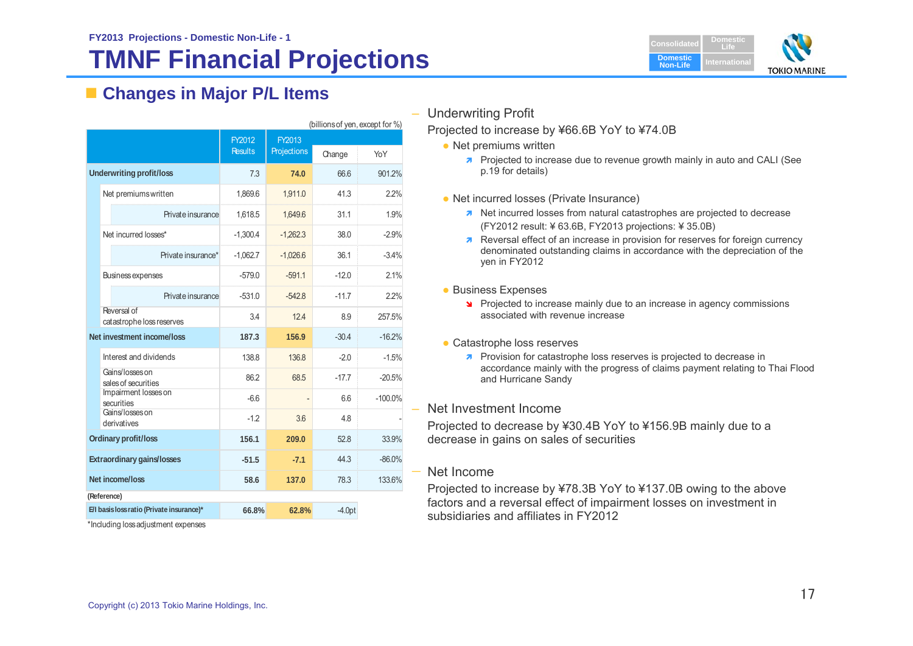FY2013 Projections - Domestic Non-Life - 1

# TMNF Financial Projections

## Changes in Major P/L Items

(billions of yen, except for %)

| | FY2012 Results | FY2013 Projections | Change | YoY |
|---|---|---|---|---|
| **Underwriting profit/loss** | 7.3 | **74.0** | 66.6 | 901.2% |
| Net premiums written | 1,869.6 | 1,911.0 | 41.3 | 2.2% |
| Private insurance | 1,618.5 | 1,649.6 | 31.1 | 1.9% |
| Net incurred losses* | -1,300.4 | -1,262.3 | 38.0 | -2.9% |
| Private insurance* | -1,062.7 | -1,026.6 | 36.1 | -3.4% |
| Business expenses | -579.0 | -591.1 | -12.0 | 2.1% |
| Private insurance | -531.0 | -542.8 | -11.7 | 2.2% |
| Reversal of catastrophe loss reserves | 3.4 | 12.4 | 8.9 | 257.5% |
| **Net investment income/loss** | **187.3** | **156.9** | -30.4 | -16.2% |
| Interest and dividends | 138.8 | 136.8 | -2.0 | -1.5% |
| Gains/losses on sales of securities | 86.2 | 68.5 | -17.7 | -20.5% |
| Impairment losses on securities | -6.6 | - | 6.6 | -100.0% |
| Gains/losses on derivatives | -1.2 | 3.6 | 4.8 | - |
| **Ordinary profit/loss** | **156.1** | **209.0** | 52.8 | 33.9% |
| **Extraordinary gains/losses** | **-51.5** | **-7.1** | 44.3 | -86.0% |
| **Net income/loss** | **58.6** | **137.0** | 78.3 | 133.6% |
| (Reference) | | | | |
| E/I basis loss ratio (Private insurance)* | 66.8% | 62.8% | -4.0pt | |

*Including loss adjustment expenses

– Underwriting Profit

Projected to increase by ¥66.6B YoY to ¥74.0B

- Net premiums written
  - ↗ Projected to increase due to revenue growth mainly in auto and CALI (See p.19 for details)
- Net incurred losses (Private Insurance)
  - ↗ Net incurred losses from natural catastrophes are projected to decrease (FY2012 result: ¥ 63.6B, FY2013 projections: ¥ 35.0B)
  - ↗ Reversal effect of an increase in provision for reserves for foreign currency denominated outstanding claims in accordance with the depreciation of the yen in FY2012
- Business Expenses
  - ↘ Projected to increase mainly due to an increase in agency commissions associated with revenue increase
- Catastrophe loss reserves
  - ↗ Provision for catastrophe loss reserves is projected to decrease in accordance mainly with the progress of claims payment relating to Thai Flood and Hurricane Sandy

– Net Investment Income

Projected to decrease by ¥30.4B YoY to ¥156.9B mainly due to a decrease in gains on sales of securities

– Net Income

Projected to increase by ¥78.3B YoY to ¥137.0B owing to the above factors and a reversal effect of impairment losses on investment in subsidiaries and affiliates in FY2012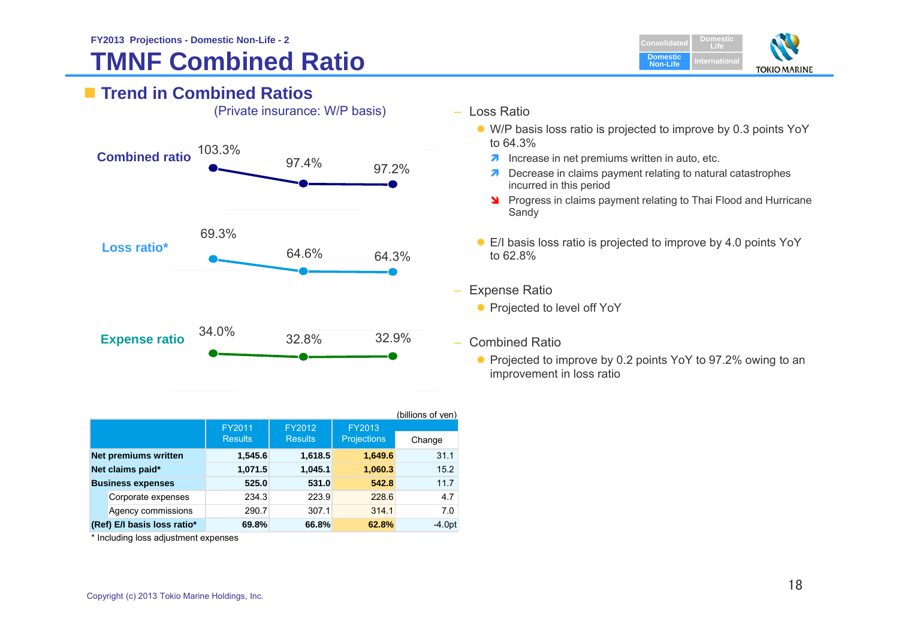FY2013 Projections - Domestic Non-Life - 2

# TMNF Combined Ratio

## Trend in Combined Ratios

(Private insurance: W/P basis)

| | FY2011 | FY2012 | FY2013 |
|---|---|---|---|
| Combined ratio | 103.3% | 97.4% | 97.2% |
| Loss ratio* | 69.3% | 64.6% | 64.3% |
| Expense ratio | 34.0% | 32.8% | 32.9% |

(billions of yen)

| | FY2011 Results | FY2012 Results | FY2013 Projections | Change |
|---|---|---|---|---|
| **Net premiums written** | **1,545.6** | **1,618.5** | **1,649.6** | 31.1 |
| **Net claims paid*** | **1,071.5** | **1,045.1** | **1,060.3** | 15.2 |
| **Business expenses** | **525.0** | **531.0** | **542.8** | 11.7 |
| Corporate expenses | 234.3 | 223.9 | 228.6 | 4.7 |
| Agency commissions | 290.7 | 307.1 | 314.1 | 7.0 |
| **(Ref) E/I basis loss ratio*** | **69.8%** | **66.8%** | **62.8%** | -4.0pt |

\* Including loss adjustment expenses

– Loss Ratio

- W/P basis loss ratio is projected to improve by 0.3 points YoY to 64.3%
  - ↗ Increase in net premiums written in auto, etc.
  - ↗ Decrease in claims payment relating to natural catastrophes incurred in this period
  - ↘ Progress in claims payment relating to Thai Flood and Hurricane Sandy
- E/I basis loss ratio is projected to improve by 4.0 points YoY to 62.8%

– Expense Ratio

- Projected to level off YoY

– Combined Ratio

- Projected to improve by 0.2 points YoY to 97.2% owing to an improvement in loss ratio

Copyright (c) 2013 Tokio Marine Holdings, Inc.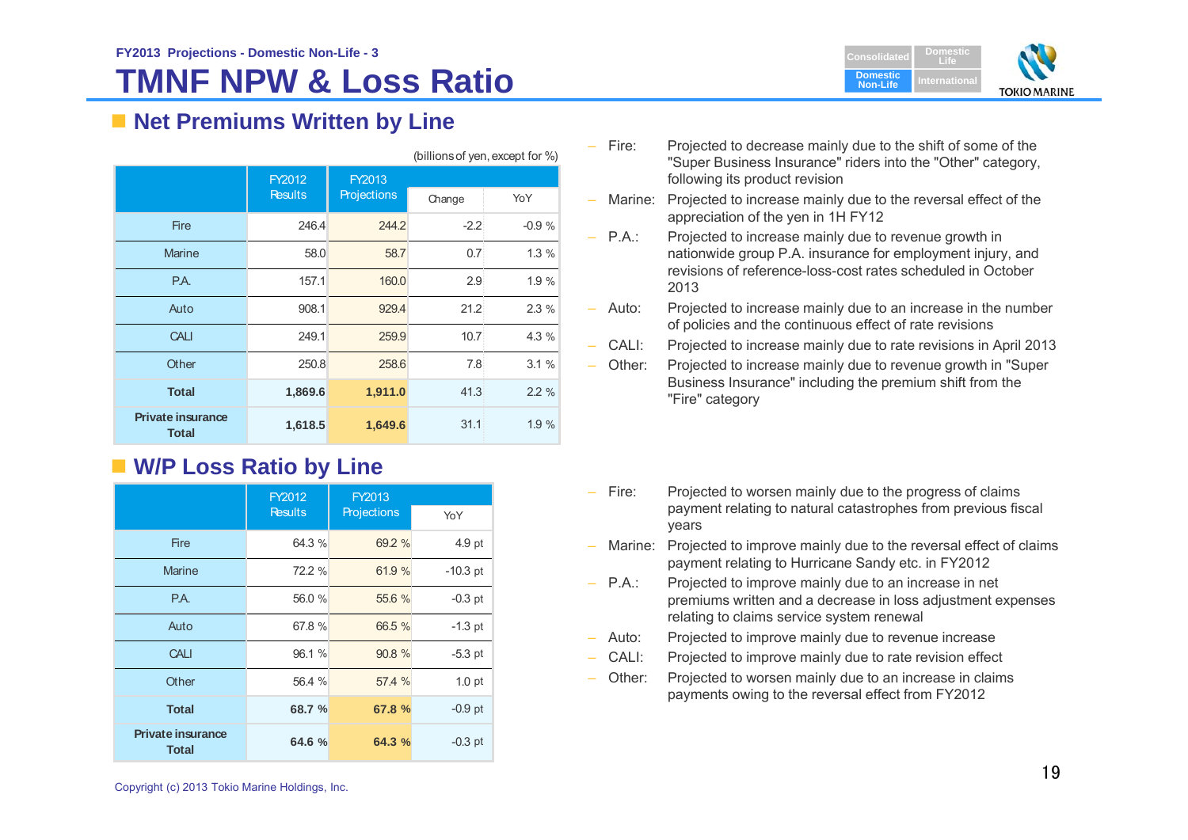FY2013 Projections - Domestic Non-Life - 3

# TMNF NPW & Loss Ratio

## Net Premiums Written by Line

(billions of yen, except for %)

| | FY2012 Results | FY2013 Projections | Change | YoY |
|---|---|---|---|---|
| Fire | 246.4 | 244.2 | -2.2 | -0.9 % |
| Marine | 58.0 | 58.7 | 0.7 | 1.3 % |
| P.A. | 157.1 | 160.0 | 2.9 | 1.9 % |
| Auto | 908.1 | 929.4 | 21.2 | 2.3 % |
| CALI | 249.1 | 259.9 | 10.7 | 4.3 % |
| Other | 250.8 | 258.6 | 7.8 | 3.1 % |
| **Total** | **1,869.6** | **1,911.0** | 41.3 | 2.2 % |
| **Private insurance Total** | **1,618.5** | **1,649.6** | 31.1 | 1.9 % |

- Fire: Projected to decrease mainly due to the shift of some of the "Super Business Insurance" riders into the "Other" category, following its product revision
- Marine: Projected to increase mainly due to the reversal effect of the appreciation of the yen in 1H FY12
- P.A.: Projected to increase mainly due to revenue growth in nationwide group P.A. insurance for employment injury, and revisions of reference-loss-cost rates scheduled in October 2013
- Auto: Projected to increase mainly due to an increase in the number of policies and the continuous effect of rate revisions
- CALI: Projected to increase mainly due to rate revisions in April 2013
- Other: Projected to increase mainly due to revenue growth in "Super Business Insurance" including the premium shift from the "Fire" category

## W/P Loss Ratio by Line

| | FY2012 Results | FY2013 Projections | YoY |
|---|---|---|---|
| Fire | 64.3 % | 69.2 % | 4.9 pt |
| Marine | 72.2 % | 61.9 % | -10.3 pt |
| P.A. | 56.0 % | 55.6 % | -0.3 pt |
| Auto | 67.8 % | 66.5 % | -1.3 pt |
| CALI | 96.1 % | 90.8 % | -5.3 pt |
| Other | 56.4 % | 57.4 % | 1.0 pt |
| **Total** | **68.7 %** | **67.8 %** | -0.9 pt |
| **Private insurance Total** | **64.6 %** | **64.3 %** | -0.3 pt |

- Fire: Projected to worsen mainly due to the progress of claims payment relating to natural catastrophes from previous fiscal years
- Marine: Projected to improve mainly due to the reversal effect of claims payment relating to Hurricane Sandy etc. in FY2012
- P.A.: Projected to improve mainly due to an increase in net premiums written and a decrease in loss adjustment expenses relating to claims service system renewal
- Auto: Projected to improve mainly due to revenue increase
- CALI: Projected to improve mainly due to rate revision effect
- Other: Projected to worsen mainly due to an increase in claims payments owing to the reversal effect from FY2012

Copyright (c) 2013 Tokio Marine Holdings, Inc.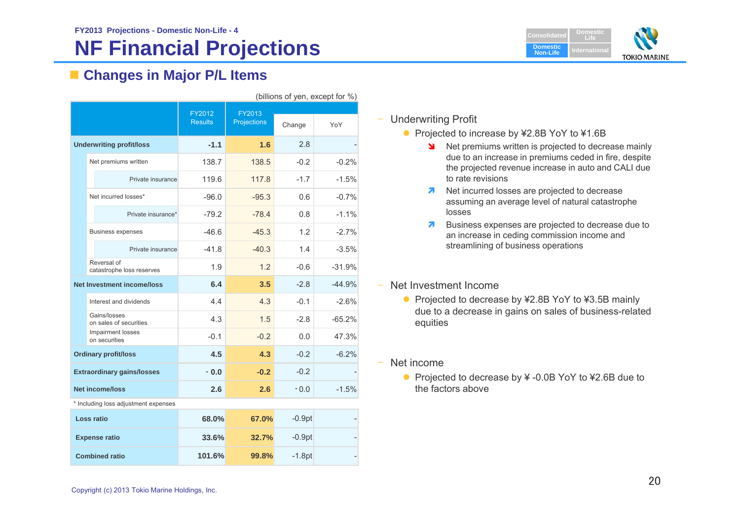FY2013 Projections - Domestic Non-Life - 4

# NF Financial Projections

## Changes in Major P/L Items

(billions of yen, except for %)

| | FY2012 Results | FY2013 Projections | Change | YoY |
|---|---|---|---|---|
| **Underwriting profit/loss** | **-1.1** | **1.6** | 2.8 | - |
| Net premiums written | 138.7 | 138.5 | -0.2 | -0.2% |
| Private insurance | 119.6 | 117.8 | -1.7 | -1.5% |
| Net incurred losses* | -96.0 | -95.3 | 0.6 | -0.7% |
| Private insurance* | -79.2 | -78.4 | 0.8 | -1.1% |
| Business expenses | -46.6 | -45.3 | 1.2 | -2.7% |
| Private insurance | -41.8 | -40.3 | 1.4 | -3.5% |
| Reversal of catastrophe loss reserves | 1.9 | 1.2 | -0.6 | -31.9% |
| **Net Investment income/loss** | **6.4** | **3.5** | -2.8 | -44.9% |
| Interest and dividends | 4.4 | 4.3 | -0.1 | -2.6% |
| Gains/losses on sales of securities | 4.3 | 1.5 | -2.8 | -65.2% |
| Impairment losses on securities | -0.1 | -0.2 | 0.0 | 47.3% |
| **Ordinary profit/loss** | **4.5** | **4.3** | -0.2 | -6.2% |
| **Extraordinary gains/losses** | **- 0.0** | **-0.2** | -0.2 | - |
| **Net income/loss** | **2.6** | **2.6** | - 0.0 | -1.5% |

\* Including loss adjustment expenses

| | FY2012 Results | FY2013 Projections | Change | YoY |
|---|---|---|---|---|
| **Loss ratio** | **68.0%** | **67.0%** | -0.9pt | - |
| **Expense ratio** | **33.6%** | **32.7%** | -0.9pt | - |
| **Combined ratio** | **101.6%** | **99.8%** | -1.8pt | - |

- Underwriting Profit
  - Projected to increase by ¥2.8B YoY to ¥1.6B
    - ↘ Net premiums written is projected to decrease mainly due to an increase in premiums ceded in fire, despite the projected revenue increase in auto and CALI due to rate revisions
    - ↗ Net incurred losses are projected to decrease assuming an average level of natural catastrophe losses
    - ↗ Business expenses are projected to decrease due to an increase in ceding commission income and streamlining of business operations

- Net Investment Income
  - Projected to decrease by ¥2.8B YoY to ¥3.5B mainly due to a decrease in gains on sales of business-related equities

- Net income
  - Projected to decrease by ¥ -0.0B YoY to ¥2.6B due to the factors above

Copyright (c) 2013 Tokio Marine Holdings, Inc.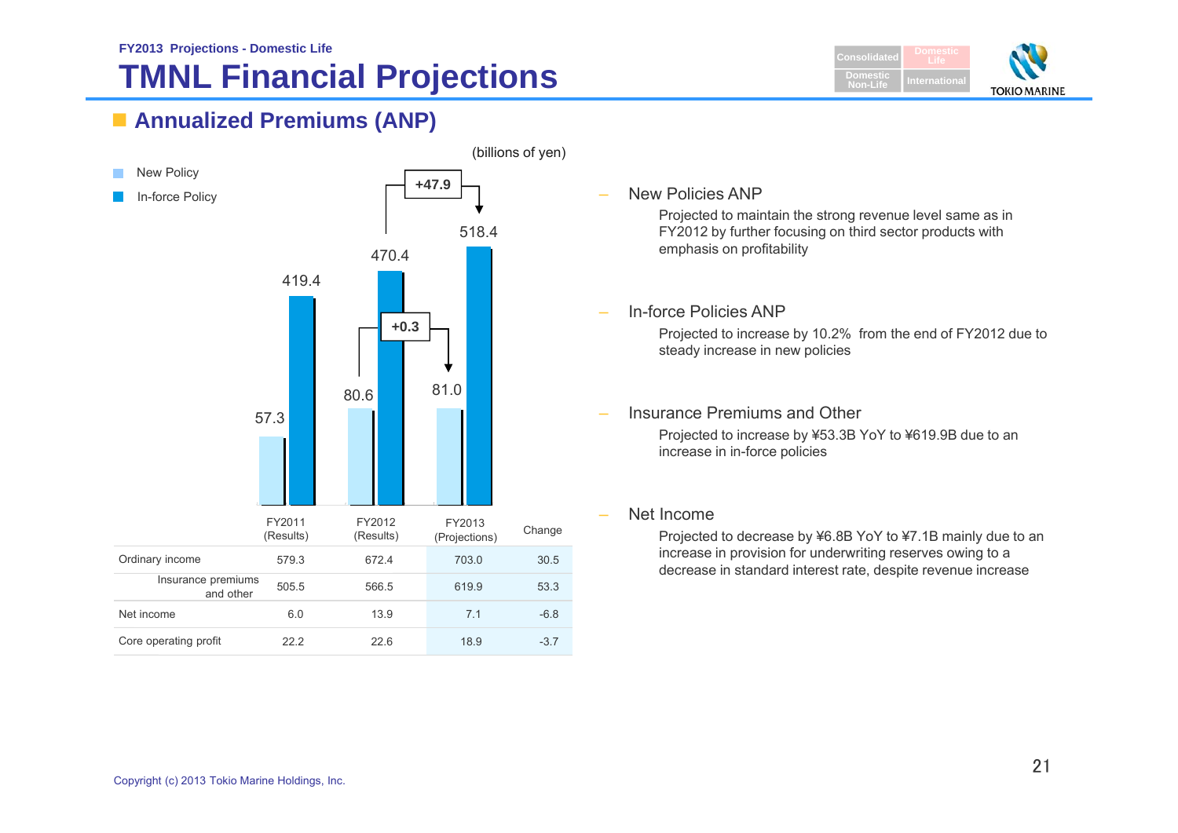FY2013 Projections - Domestic Life

# TMNL Financial Projections

## Annualized Premiums (ANP)

(billions of yen)

- New Policy
- In-force Policy

| | FY2011 (Results) | FY2012 (Results) | FY2013 (Projections) |
|---|---|---|---|
| New Policy | 57.3 | 80.6 | 81.0 |
| In-force Policy | 419.4 | 470.4 | 518.4 |

New Policy change FY2012→FY2013: +0.3
In-force Policy change FY2012→FY2013: +47.9

| | FY2011 (Results) | FY2012 (Results) | FY2013 (Projections) | Change |
|---|---|---|---|---|
| Ordinary income | 579.3 | 672.4 | 703.0 | 30.5 |
| Insurance premiums and other | 505.5 | 566.5 | 619.9 | 53.3 |
| Net income | 6.0 | 13.9 | 7.1 | -6.8 |
| Core operating profit | 22.2 | 22.6 | 18.9 | -3.7 |

- New Policies ANP
  - Projected to maintain the strong revenue level same as in FY2012 by further focusing on third sector products with emphasis on profitability
- In-force Policies ANP
  - Projected to increase by 10.2% from the end of FY2012 due to steady increase in new policies
- Insurance Premiums and Other
  - Projected to increase by ¥53.3B YoY to ¥619.9B due to an increase in in-force policies
- Net Income
  - Projected to decrease by ¥6.8B YoY to ¥7.1B mainly due to an increase in provision for underwriting reserves owing to a decrease in standard interest rate, despite revenue increase

Copyright (c) 2013 Tokio Marine Holdings, Inc.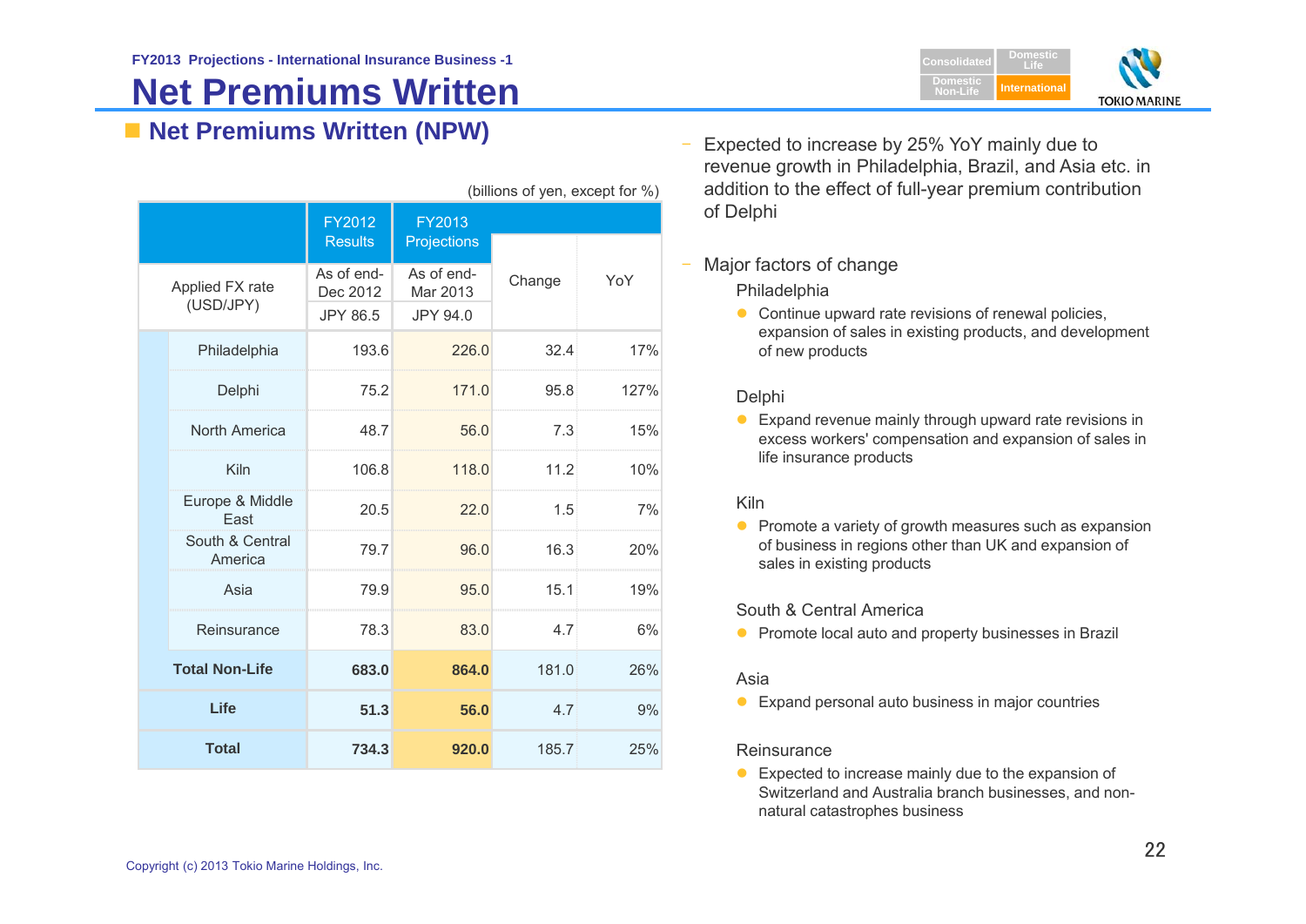FY2013 Projections - International Insurance Business -1

# Net Premiums Written

## Net Premiums Written (NPW)

(billions of yen, except for %)

| | FY2012 Results | FY2013 Projections | Change | YoY |
|---|---|---|---|---|
| Applied FX rate (USD/JPY) | As of end-Dec 2012 JPY 86.5 | As of end-Mar 2013 JPY 94.0 | | |
| Philadelphia | 193.6 | 226.0 | 32.4 | 17% |
| Delphi | 75.2 | 171.0 | 95.8 | 127% |
| North America | 48.7 | 56.0 | 7.3 | 15% |
| Kiln | 106.8 | 118.0 | 11.2 | 10% |
| Europe & Middle East | 20.5 | 22.0 | 1.5 | 7% |
| South & Central America | 79.7 | 96.0 | 16.3 | 20% |
| Asia | 79.9 | 95.0 | 15.1 | 19% |
| Reinsurance | 78.3 | 83.0 | 4.7 | 6% |
| **Total Non-Life** | **683.0** | **864.0** | 181.0 | 26% |
| **Life** | **51.3** | **56.0** | 4.7 | 9% |
| **Total** | **734.3** | **920.0** | 185.7 | 25% |

- Expected to increase by 25% YoY mainly due to revenue growth in Philadelphia, Brazil, and Asia etc. in addition to the effect of full-year premium contribution of Delphi

- Major factors of change

  Philadelphia
  - Continue upward rate revisions of renewal policies, expansion of sales in existing products, and development of new products

  Delphi
  - Expand revenue mainly through upward rate revisions in excess workers' compensation and expansion of sales in life insurance products

  Kiln
  - Promote a variety of growth measures such as expansion of business in regions other than UK and expansion of sales in existing products

  South & Central America
  - Promote local auto and property businesses in Brazil

  Asia
  - Expand personal auto business in major countries

  Reinsurance
  - Expected to increase mainly due to the expansion of Switzerland and Australia branch businesses, and non-natural catastrophes business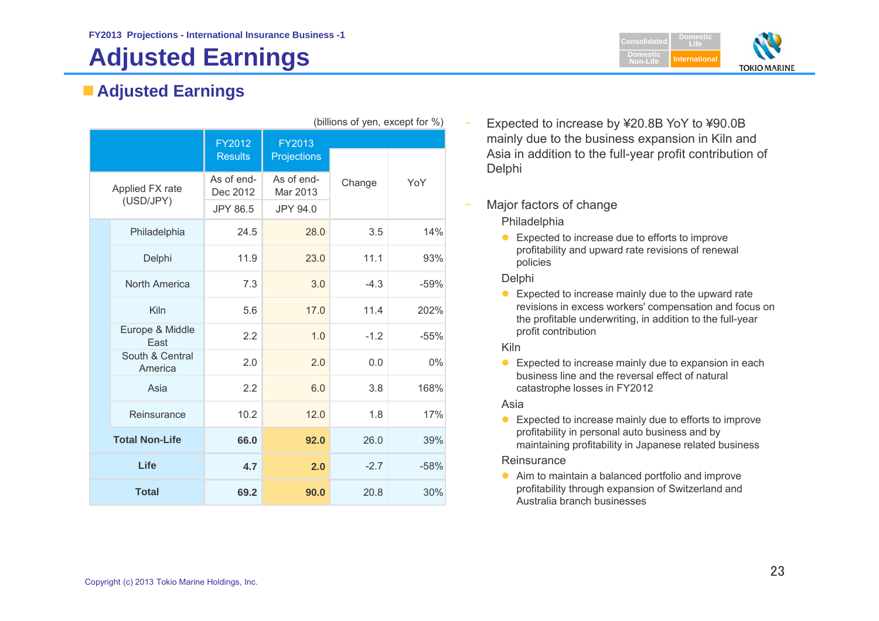FY2013 Projections - International Insurance Business -1

# Adjusted Earnings

## Adjusted Earnings

(billions of yen, except for %)

| | FY2012 Results | FY2013 Projections | Change | YoY |
|---|---|---|---|---|
| Applied FX rate (USD/JPY) | As of end-Dec 2012 | As of end-Mar 2013 | | |
| | JPY 86.5 | JPY 94.0 | | |
| Philadelphia | 24.5 | 28.0 | 3.5 | 14% |
| Delphi | 11.9 | 23.0 | 11.1 | 93% |
| North America | 7.3 | 3.0 | -4.3 | -59% |
| Kiln | 5.6 | 17.0 | 11.4 | 202% |
| Europe & Middle East | 2.2 | 1.0 | -1.2 | -55% |
| South & Central America | 2.0 | 2.0 | 0.0 | 0% |
| Asia | 2.2 | 6.0 | 3.8 | 168% |
| Reinsurance | 10.2 | 12.0 | 1.8 | 17% |
| **Total Non-Life** | **66.0** | **92.0** | 26.0 | 39% |
| **Life** | **4.7** | **2.0** | -2.7 | -58% |
| **Total** | **69.2** | **90.0** | 20.8 | 30% |

- Expected to increase by ¥20.8B YoY to ¥90.0B mainly due to the business expansion in Kiln and Asia in addition to the full-year profit contribution of Delphi

- Major factors of change

  Philadelphia
  - Expected to increase due to efforts to improve profitability and upward rate revisions of renewal policies

  Delphi
  - Expected to increase mainly due to the upward rate revisions in excess workers' compensation and focus on the profitable underwriting, in addition to the full-year profit contribution

  Kiln
  - Expected to increase mainly due to expansion in each business line and the reversal effect of natural catastrophe losses in FY2012

  Asia
  - Expected to increase mainly due to efforts to improve profitability in personal auto business and by maintaining profitability in Japanese related business

  Reinsurance
  - Aim to maintain a balanced portfolio and improve profitability through expansion of Switzerland and Australia branch businesses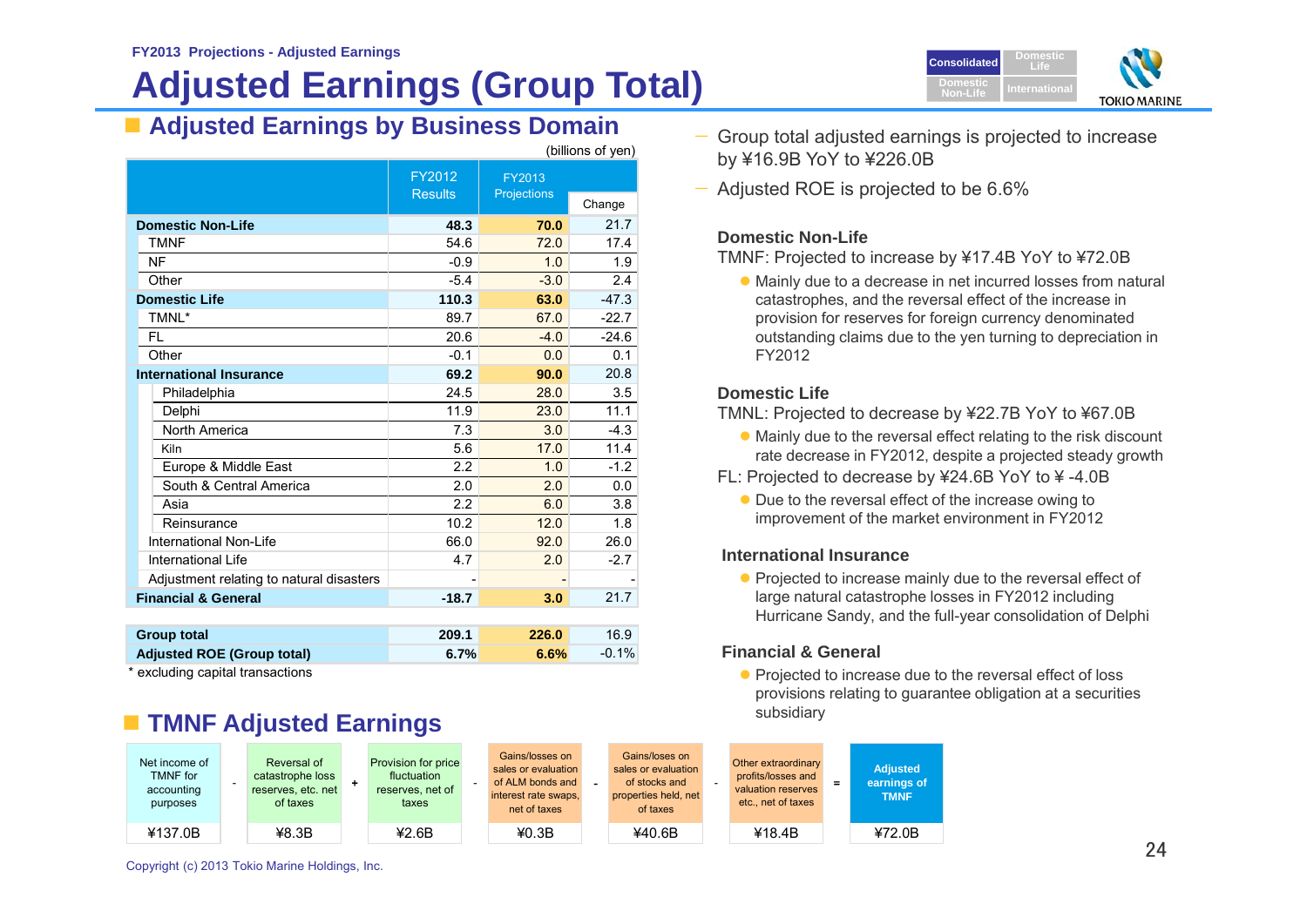FY2013 Projections - Adjusted Earnings

# Adjusted Earnings (Group Total)

Consolidated | Domestic Life | Domestic Non-Life | International

## Adjusted Earnings by Business Domain

(billions of yen)

| | FY2012 Results | FY2013 Projections | Change |
|---|---|---|---|
| **Domestic Non-Life** | **48.3** | **70.0** | 21.7 |
| TMNF | 54.6 | 72.0 | 17.4 |
| NF | -0.9 | 1.0 | 1.9 |
| Other | -5.4 | -3.0 | 2.4 |
| **Domestic Life** | **110.3** | **63.0** | -47.3 |
| TMNL* | 89.7 | 67.0 | -22.7 |
| FL | 20.6 | -4.0 | -24.6 |
| Other | -0.1 | 0.0 | 0.1 |
| **International Insurance** | **69.2** | **90.0** | 20.8 |
| Philadelphia | 24.5 | 28.0 | 3.5 |
| Delphi | 11.9 | 23.0 | 11.1 |
| North America | 7.3 | 3.0 | -4.3 |
| Kiln | 5.6 | 17.0 | 11.4 |
| Europe & Middle East | 2.2 | 1.0 | -1.2 |
| South & Central America | 2.0 | 2.0 | 0.0 |
| Asia | 2.2 | 6.0 | 3.8 |
| Reinsurance | 10.2 | 12.0 | 1.8 |
| International Non-Life | 66.0 | 92.0 | 26.0 |
| International Life | 4.7 | 2.0 | -2.7 |
| Adjustment relating to natural disasters | - | - | - |
| **Financial & General** | **-18.7** | **3.0** | 21.7 |
| **Group total** | **209.1** | **226.0** | 16.9 |
| **Adjusted ROE (Group total)** | **6.7%** | **6.6%** | -0.1% |

\* excluding capital transactions

- Group total adjusted earnings is projected to increase by ¥16.9B YoY to ¥226.0B
- Adjusted ROE is projected to be 6.6%

### Domestic Non-Life

TMNF: Projected to increase by ¥17.4B YoY to ¥72.0B

- Mainly due to a decrease in net incurred losses from natural catastrophes, and the reversal effect of the increase in provision for reserves for foreign currency denominated outstanding claims due to the yen turning to depreciation in FY2012

### Domestic Life

TMNL: Projected to decrease by ¥22.7B YoY to ¥67.0B

- Mainly due to the reversal effect relating to the risk discount rate decrease in FY2012, despite a projected steady growth

FL: Projected to decrease by ¥24.6B YoY to ¥ -4.0B

- Due to the reversal effect of the increase owing to improvement of the market environment in FY2012

### International Insurance

- Projected to increase mainly due to the reversal effect of large natural catastrophe losses in FY2012 including Hurricane Sandy, and the full-year consolidation of Delphi

### Financial & General

- Projected to increase due to the reversal effect of loss provisions relating to guarantee obligation at a securities subsidiary

## TMNF Adjusted Earnings

| Net income of TMNF for accounting purposes | - | Reversal of catastrophe loss reserves, etc. net of taxes | + | Provision for price fluctuation reserves, net of taxes | - | Gains/losses on sales or evaluation of ALM bonds and interest rate swaps, net of taxes | - | Gains/loses on sales or evaluation of stocks and properties held, net of taxes | - | Other extraordinary profits/losses and valuation reserves etc., net of taxes | = | Adjusted earnings of TMNF |
|---|---|---|---|---|---|---|---|---|---|---|---|---|
| ¥137.0B | | ¥8.3B | | ¥2.6B | | ¥0.3B | | ¥40.6B | | ¥18.4B | | ¥72.0B |

Copyright (c) 2013 Tokio Marine Holdings, Inc.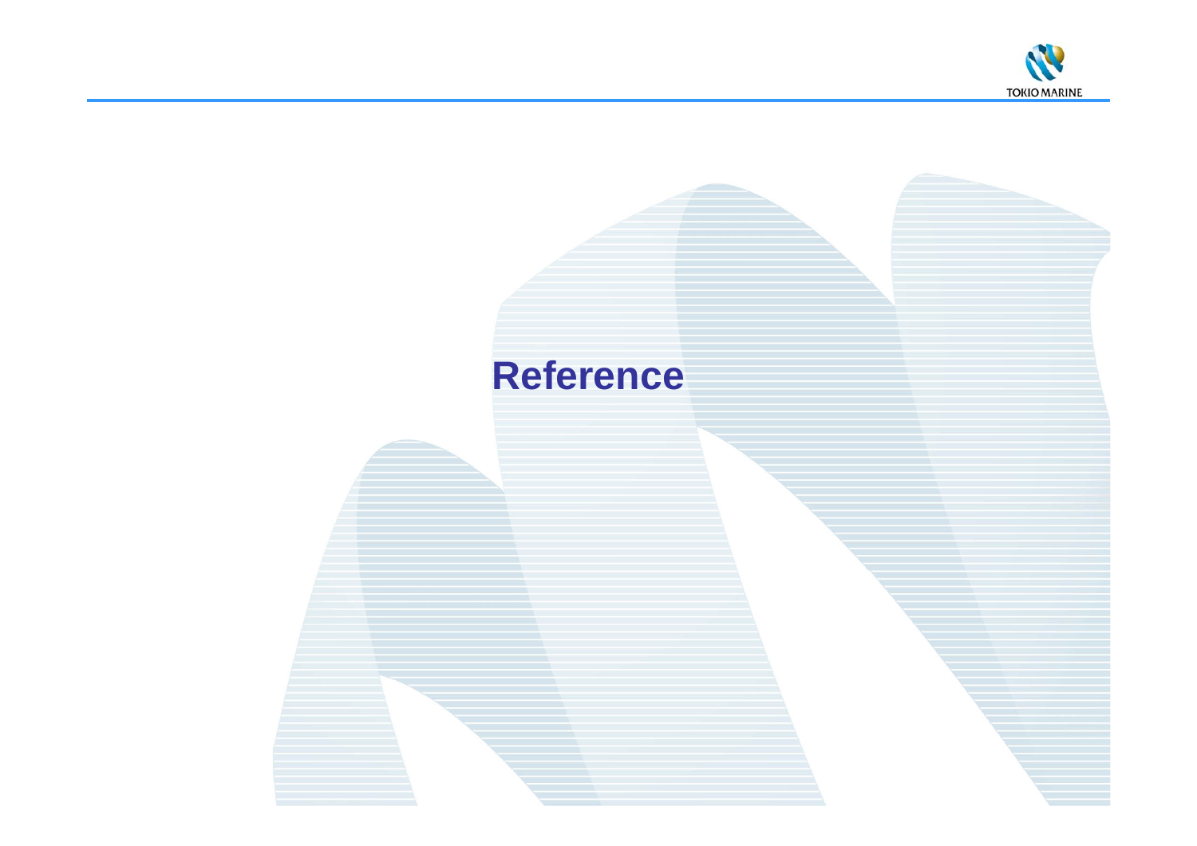# Reference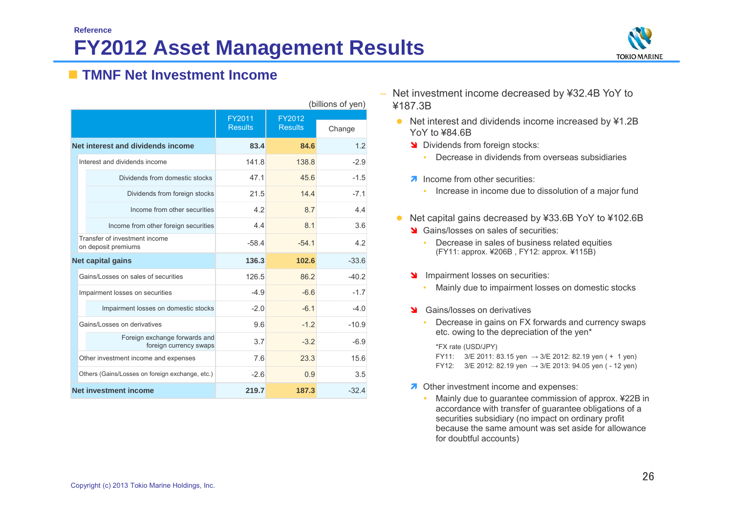Reference

# FY2012 Asset Management Results

## TMNF Net Investment Income

(billions of yen)

| | FY2011 Results | FY2012 Results | Change |
|---|---|---|---|
| **Net interest and dividends income** | **83.4** | **84.6** | 1.2 |
| Interest and dividends income | 141.8 | 138.8 | -2.9 |
| Dividends from domestic stocks | 47.1 | 45.6 | -1.5 |
| Dividends from foreign stocks | 21.5 | 14.4 | -7.1 |
| Income from other securities | 4.2 | 8.7 | 4.4 |
| Income from other foreign securities | 4.4 | 8.1 | 3.6 |
| Transfer of investment income on deposit premiums | -58.4 | -54.1 | 4.2 |
| **Net capital gains** | **136.3** | **102.6** | -33.6 |
| Gains/Losses on sales of securities | 126.5 | 86.2 | -40.2 |
| Impairment losses on securities | -4.9 | -6.6 | -1.7 |
| Impairment losses on domestic stocks | -2.0 | -6.1 | -4.0 |
| Gains/Losses on derivatives | 9.6 | -1.2 | -10.9 |
| Foreign exchange forwards and foreign currency swaps | 3.7 | -3.2 | -6.9 |
| Other investment income and expenses | 7.6 | 23.3 | 15.6 |
| Others (Gains/Losses on foreign exchange, etc.) | -2.6 | 0.9 | 3.5 |
| **Net investment income** | **219.7** | **187.3** | -32.4 |

– Net investment income decreased by ¥32.4B YoY to ¥187.3B

- Net interest and dividends income increased by ¥1.2B YoY to ¥84.6B
  - ↘ Dividends from foreign stocks:
    - Decrease in dividends from overseas subsidiaries
  - ↗ Income from other securities:
    - Increase in income due to dissolution of a major fund
- Net capital gains decreased by ¥33.6B YoY to ¥102.6B
  - ↘ Gains/losses on sales of securities:
    - Decrease in sales of business related equities (FY11: approx. ¥206B , FY12: approx. ¥115B)
  - ↘ Impairment losses on securities:
    - Mainly due to impairment losses on domestic stocks
  - ↘ Gains/losses on derivatives
    - Decrease in gains on FX forwards and currency swaps etc. owing to the depreciation of the yen*

      *FX rate (USD/JPY)
      FY11: 3/E 2011: 83.15 yen → 3/E 2012: 82.19 yen ( + 1 yen)
      FY12: 3/E 2012: 82.19 yen → 3/E 2013: 94.05 yen ( - 12 yen)
  - ↗ Other investment income and expenses:
    - Mainly due to guarantee commission of approx. ¥22B in accordance with transfer of guarantee obligations of a securities subsidiary (no impact on ordinary profit because the same amount was set aside for allowance for doubtful accounts)

Copyright (c) 2013 Tokio Marine Holdings, Inc.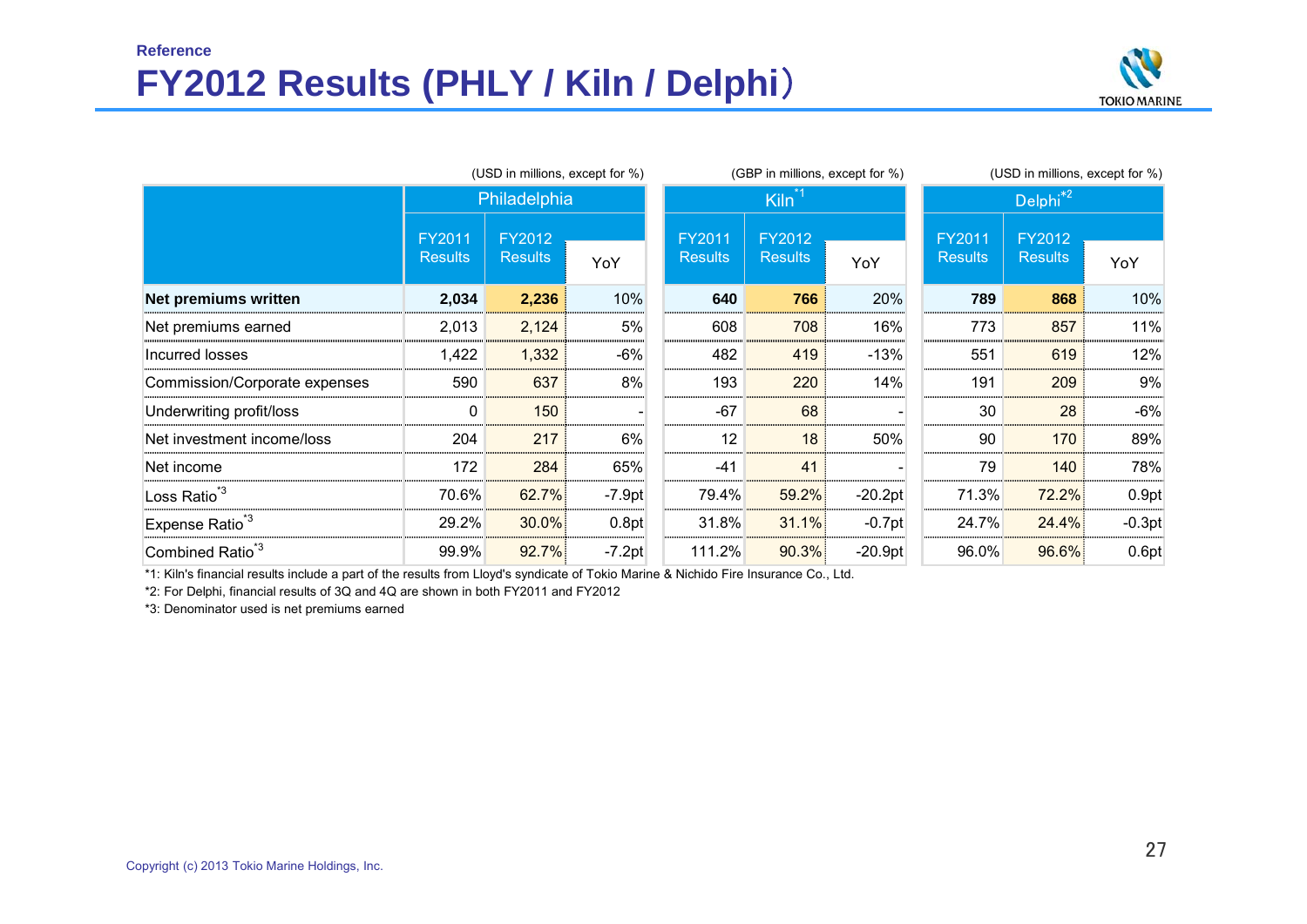Reference

# FY2012 Results (PHLY / Kiln / Delphi)

| | Philadelphia (USD in millions, except for %) | | | Kiln[*1] (GBP in millions, except for %) | | | Delphi[*2] (USD in millions, except for %) | | |
|---|---|---|---|---|---|---|---|---|---|
| | FY2011 Results | FY2012 Results | YoY | FY2011 Results | FY2012 Results | YoY | FY2011 Results | FY2012 Results | YoY |
| **Net premiums written** | **2,034** | **2,236** | 10% | **640** | **766** | 20% | **789** | **868** | 10% |
| Net premiums earned | 2,013 | 2,124 | 5% | 608 | 708 | 16% | 773 | 857 | 11% |
| Incurred losses | 1,422 | 1,332 | -6% | 482 | 419 | -13% | 551 | 619 | 12% |
| Commission/Corporate expenses | 590 | 637 | 8% | 193 | 220 | 14% | 191 | 209 | 9% |
| Underwriting profit/loss | 0 | 150 | - | -67 | 68 | - | 30 | 28 | -6% |
| Net investment income/loss | 204 | 217 | 6% | 12 | 18 | 50% | 90 | 170 | 89% |
| Net income | 172 | 284 | 65% | -41 | 41 | - | 79 | 140 | 78% |
| Loss Ratio[*3] | 70.6% | 62.7% | -7.9pt | 79.4% | 59.2% | -20.2pt | 71.3% | 72.2% | 0.9pt |
| Expense Ratio[*3] | 29.2% | 30.0% | 0.8pt | 31.8% | 31.1% | -0.7pt | 24.7% | 24.4% | -0.3pt |
| Combined Ratio[*3] | 99.9% | 92.7% | -7.2pt | 111.2% | 90.3% | -20.9pt | 96.0% | 96.6% | 0.6pt |

*1: Kiln's financial results include a part of the results from Lloyd's syndicate of Tokio Marine & Nichido Fire Insurance Co., Ltd.

*2: For Delphi, financial results of 3Q and 4Q are shown in both FY2011 and FY2012

*3: Denominator used is net premiums earned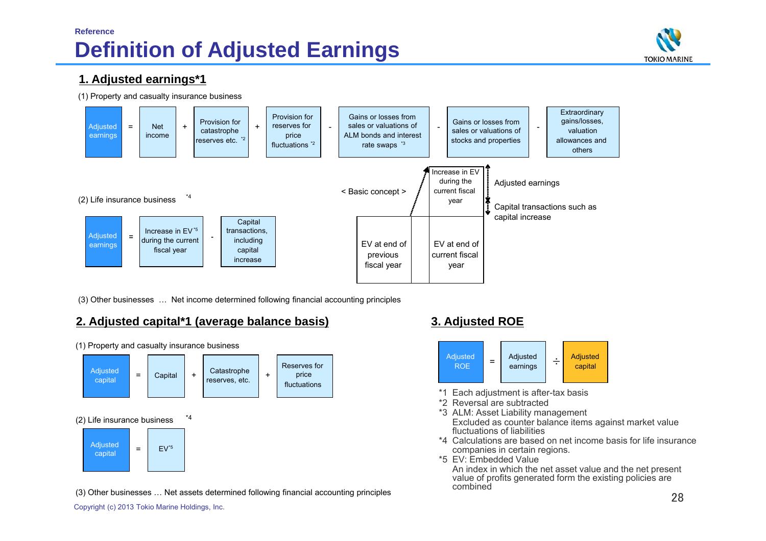Reference

# Definition of Adjusted Earnings

## 1. Adjusted earnings*1

(1) Property and casualty insurance business

Adjusted earnings = Net income + Provision for catastrophe reserves etc. *2 + Provision for reserves for price fluctuations *2 - Gains or losses from sales or valuations of ALM bonds and interest rate swaps *3 - Gains or losses from sales or valuations of stocks and properties - Extraordinary gains/losses, valuation allowances and others

(2) Life insurance business *4

Adjusted earnings = Increase in EV*5 during the current fiscal year - Capital transactions, including capital increase

< Basic concept >

| EV at end of previous fiscal year | EV at end of current fiscal year |
|---|---|
| | Increase in EV during the current fiscal year |

Increase in EV during the current fiscal year consists of:
- Adjusted earnings
- Capital transactions such as capital increase

(3) Other businesses … Net income determined following financial accounting principles

## 2. Adjusted capital*1 (average balance basis)

(1) Property and casualty insurance business

Adjusted capital = Capital + Catastrophe reserves, etc. + Reserves for price fluctuations

(2) Life insurance business *4

Adjusted capital = EV*5

(3) Other businesses … Net assets determined following financial accounting principles

## 3. Adjusted ROE

Adjusted ROE = Adjusted earnings ÷ Adjusted capital

*1 Each adjustment is after-tax basis

*2 Reversal are subtracted

*3 ALM: Asset Liability management
Excluded as counter balance items against market value fluctuations of liabilities

*4 Calculations are based on net income basis for life insurance companies in certain regions.

*5 EV: Embedded Value
An index in which the net asset value and the net present value of profits generated form the existing policies are combined

Copyright (c) 2013 Tokio Marine Holdings, Inc.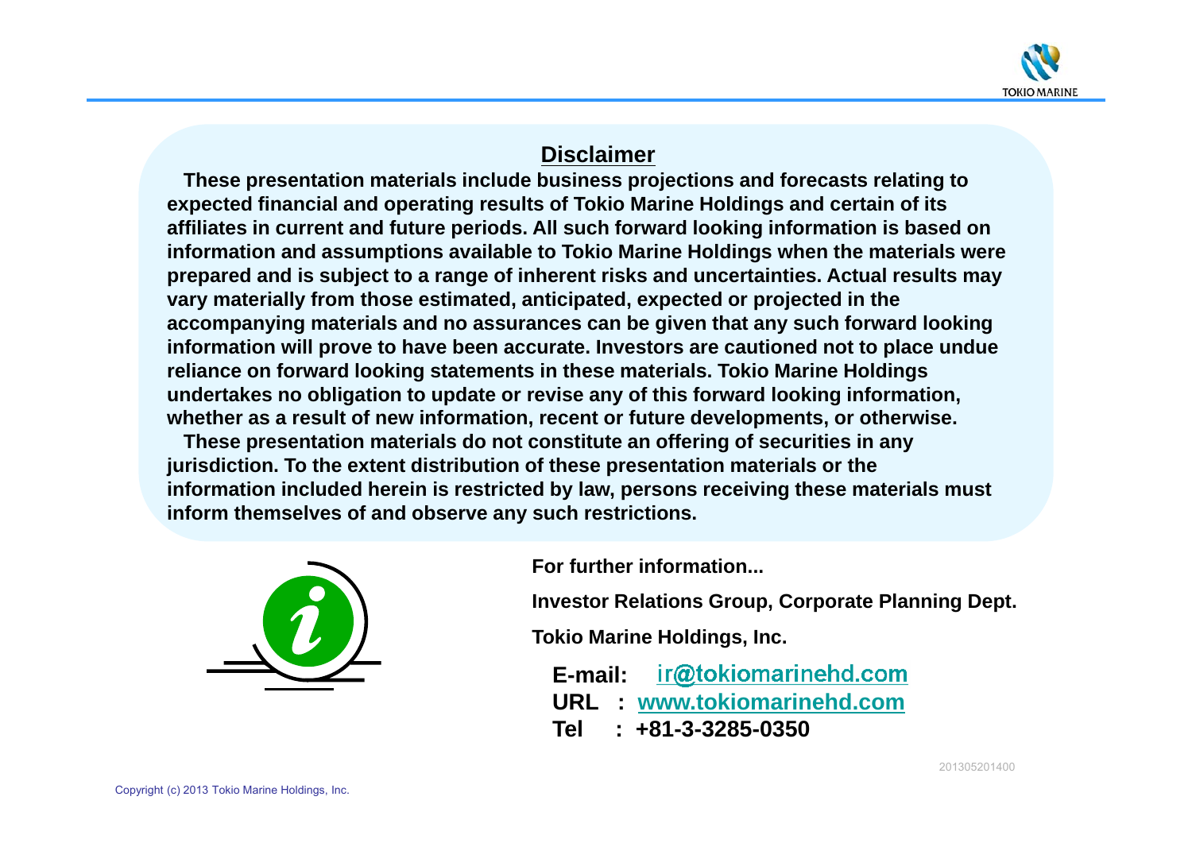## Disclaimer

These presentation materials include business projections and forecasts relating to expected financial and operating results of Tokio Marine Holdings and certain of its affiliates in current and future periods. All such forward looking information is based on information and assumptions available to Tokio Marine Holdings when the materials were prepared and is subject to a range of inherent risks and uncertainties. Actual results may vary materially from those estimated, anticipated, expected or projected in the accompanying materials and no assurances can be given that any such forward looking information will prove to have been accurate. Investors are cautioned not to place undue reliance on forward looking statements in these materials. Tokio Marine Holdings undertakes no obligation to update or revise any of this forward looking information, whether as a result of new information, recent or future developments, or otherwise.

These presentation materials do not constitute an offering of securities in any jurisdiction. To the extent distribution of these presentation materials or the information included herein is restricted by law, persons receiving these materials must inform themselves of and observe any such restrictions.

**For further information...**

**Investor Relations Group, Corporate Planning Dept.**

**Tokio Marine Holdings, Inc.**

**E-mail:** ir@tokiomarinehd.com
**URL :** www.tokiomarinehd.com
**Tel : +81-3-3285-0350**

201305201400

Copyright (c) 2013 Tokio Marine Holdings, Inc.